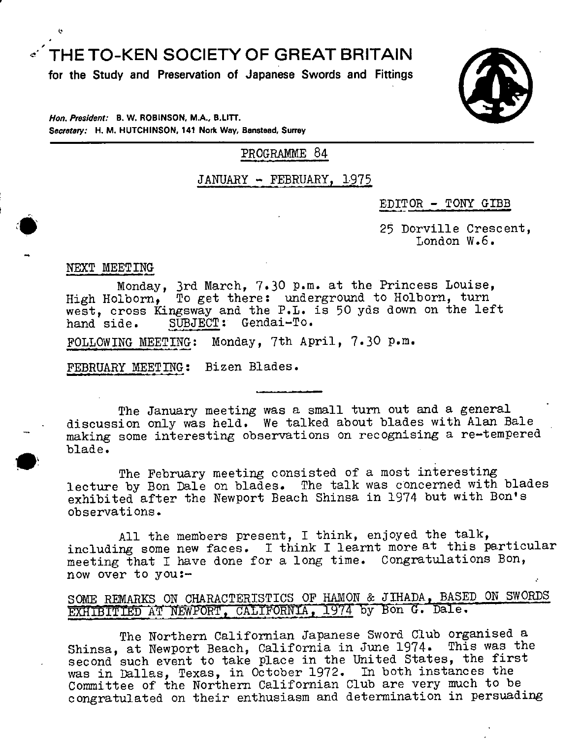# THE TO-KEN SOCIETY OF GREAT BRITAIN

**for the Study and Preservation of Japanese Swords and Fittings**

*Hon. President:* **B. W. ROBINSON, M.A., B.LITT.**
*Secretary:* **H. M. HUTCHINSON, 141 Nork Way, Banstead, Surrey**

PROGRAMME 84

JANUARY - FEBRUARY, 1975

EDITOR - TONY GIBB

25 Dorville Crescent,
London W.6.

NEXT MEETING

Monday, 3rd March, 7.30 p.m. at the Princess Louise, High Holborn, To get there: underground to Holborn, turn west, cross Kingsway and the P.L. is 50 yds down on the left hand side. SUBJECT: Gendai-To.

FOLLOWING MEETING: Monday, 7th April, 7.30 p.m.

FEBRUARY MEETING: Bizen Blades.

---

The January meeting was a small turn out and a general discussion only was held. We talked about blades with Alan Bale making some interesting observations on recognising a re-tempered blade.

The February meeting consisted of a most interesting lecture by Bon Dale on blades. The talk was concerned with blades exhibited after the Newport Beach Shinsa in 1974 but with Bon's observations.

All the members present, I think, enjoyed the talk, including some new faces. I think I learnt more at this particular meeting that I have done for a long time. Congratulations Bon, now over to you:-

SOME REMARKS ON CHARACTERISTICS OF HAMON & JIHADA, BASED ON SWORDS EXHIBITIED AT NEWPORT, CALIFORNIA, 1974 by Bon G. Dale.

The Northern Californian Japanese Sword Club organised a Shinsa, at Newport Beach, California in June 1974. This was the second such event to take place in the United States, the first was in Dallas, Texas, in October 1972. In both instances the Committee of the Northern Californian Club are very much to be congratulated on their enthusiasm and determination in persuading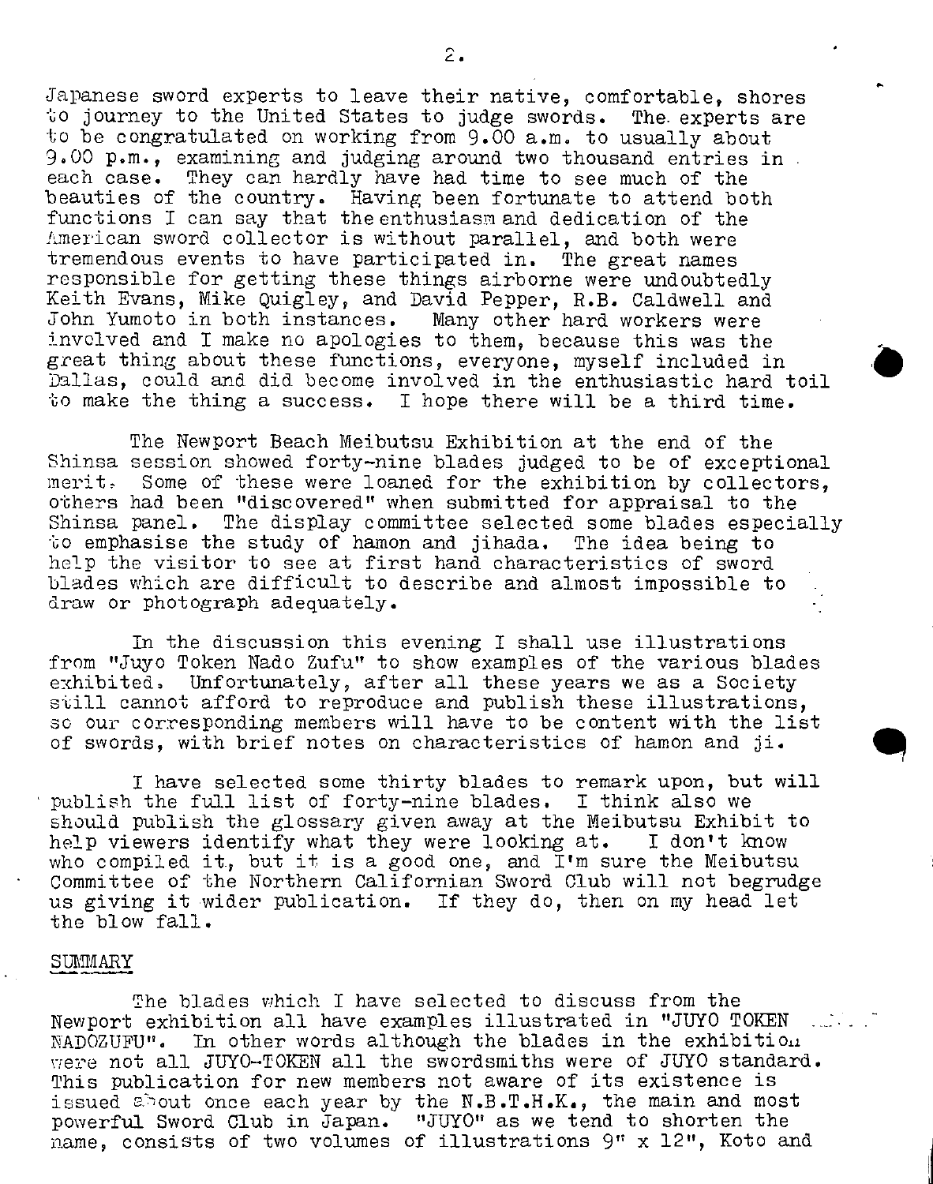Japanese sword experts to leave their native, comfortable, shores to journey to the United States to judge swords. The experts are to be congratulated on working from 9.00 a.m. to usually about 9.00 p.m., examining and judging around two thousand entries in each case. They can hardly have had time to see much of the beauties of the country. Having been fortunate to attend both functions I can say that the enthusiasm and dedication of the American sword collector is without parallel, and both were tremendous events to have participated in. The great names responsible for getting these things airborne were undoubtedly Keith Evans, Mike Quigley, and David Pepper, R.B. Caldwell and John Yumoto in both instances. Many other hard workers were involved and I make no apologies to them, because this was the great thing about these functions, everyone, myself included in Dallas, could and did become involved in the enthusiastic hard toil to make the thing a success. I hope there will be a third time.

The Newport Beach Meibutsu Exhibition at the end of the Shinsa session showed forty-nine blades judged to be of exceptional merit. Some of these were loaned for the exhibition by collectors, others had been "discovered" when submitted for appraisal to the Shinsa panel. The display committee selected some blades especially to emphasise the study of hamon and jihada. The idea being to help the visitor to see at first hand characteristics of sword blades which are difficult to describe and almost impossible to draw or photograph adequately.

In the discussion this evening I shall use illustrations from "Juyo Token Nado Zufu" to show examples of the various blades exhibited. Unfortunately, after all these years we as a Society still cannot afford to reproduce and publish these illustrations, so our corresponding members will have to be content with the list of swords, with brief notes on characteristics of hamon and ji.

I have selected some thirty blades to remark upon, but will publish the full list of forty-nine blades. I think also we should publish the glossary given away at the Meibutsu Exhibit to help viewers identify what they were looking at. I don't know who compiled it, but it is a good one, and I'm sure the Meibutsu Committee of the Northern Californian Sword Club will not begrudge us giving it wider publication. If they do, then on my head let the blow fall.

## SUMMARY

The blades which I have selected to discuss from the Newport exhibition all have examples illustrated in "JUYO TOKEN NADOZUFU". In other words although the blades in the exhibition were not all JUYO-TOKEN all the swordsmiths were of JUYO standard. This publication for new members not aware of its existence is issued about once each year by the N.B.T.H.K., the main and most powerful Sword Club in Japan. "JUYO" as we tend to shorten the name, consists of two volumes of illustrations 9" x 12", Koto and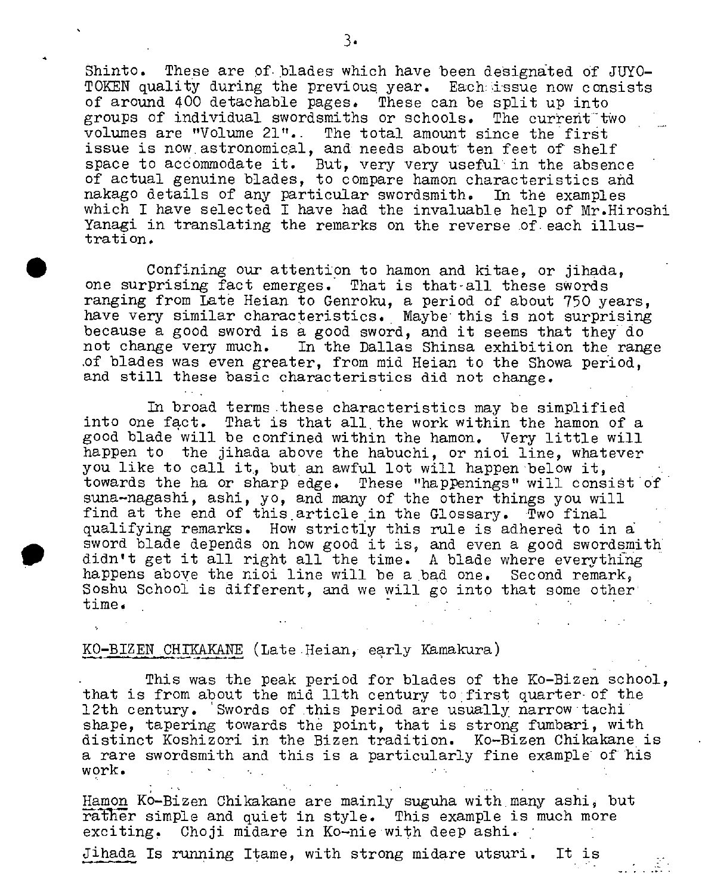Shinto. These are of blades which have been designated of JUYO-TOKEN quality during the previous year. Each issue now consists of around 400 detachable pages. These can be split up into groups of individual swordsmiths or schools. The current two volumes are "Volume 21". The total amount since the first issue is now astronomical, and needs about ten feet of shelf space to accommodate it. But, very very useful in the absence of actual genuine blades, to compare hamon characteristics and nakago details of any particular swordsmith. In the examples which I have selected I have had the invaluable help of Mr.Hiroshi Yanagi in translating the remarks on the reverse of each illustration.

Confining our attention to hamon and kitae, or jihada, one surprising fact emerges. That is that all these swords ranging from Late Heian to Genroku, a period of about 750 years, have very similar characteristics. Maybe this is not surprising because a good sword is a good sword, and it seems that they do not change very much. In the Dallas Shinsa exhibition the range of blades was even greater, from mid Heian to the Showa period, and still these basic characteristics did not change.

In broad terms these characteristics may be simplified into one fact. That is that all the work within the hamon of a good blade will be confined within the hamon. Very little will happen to the jihada above the habuchi, or nioi line, whatever you like to call it, but an awful lot will happen below it, towards the ha or sharp edge. These "happenings" will consist of suna-nagashi, ashi, yo, and many of the other things you will find at the end of this article in the Glossary. Two final qualifying remarks. How strictly this rule is adhered to in a sword blade depends on how good it is, and even a good swordsmith didn't get it all right all the time. A blade where everything happens above the nioi line will be a bad one. Second remark, Soshu School is different, and we will go into that some other time.

<u>KO-BIZEN CHIKAKANE</u> (Late Heian, early Kamakura)

This was the peak period for blades of the Ko-Bizen school, that is from about the mid 11th century to first quarter of the 12th century. Swords of this period are usually narrow tachi shape, tapering towards the point, that is strong fumbari, with distinct Koshizori in the Bizen tradition. Ko-Bizen Chikakane is a rare swordsmith and this is a particularly fine example of his work.

<u>Hamon</u> Ko-Bizen Chikakane are mainly suguha with many ashi, but rather simple and quiet in style. This example is much more exciting. Choji midare in Ko-nie with deep ashi.

<u>Jihada</u> Is running Itame, with strong midare utsuri. It is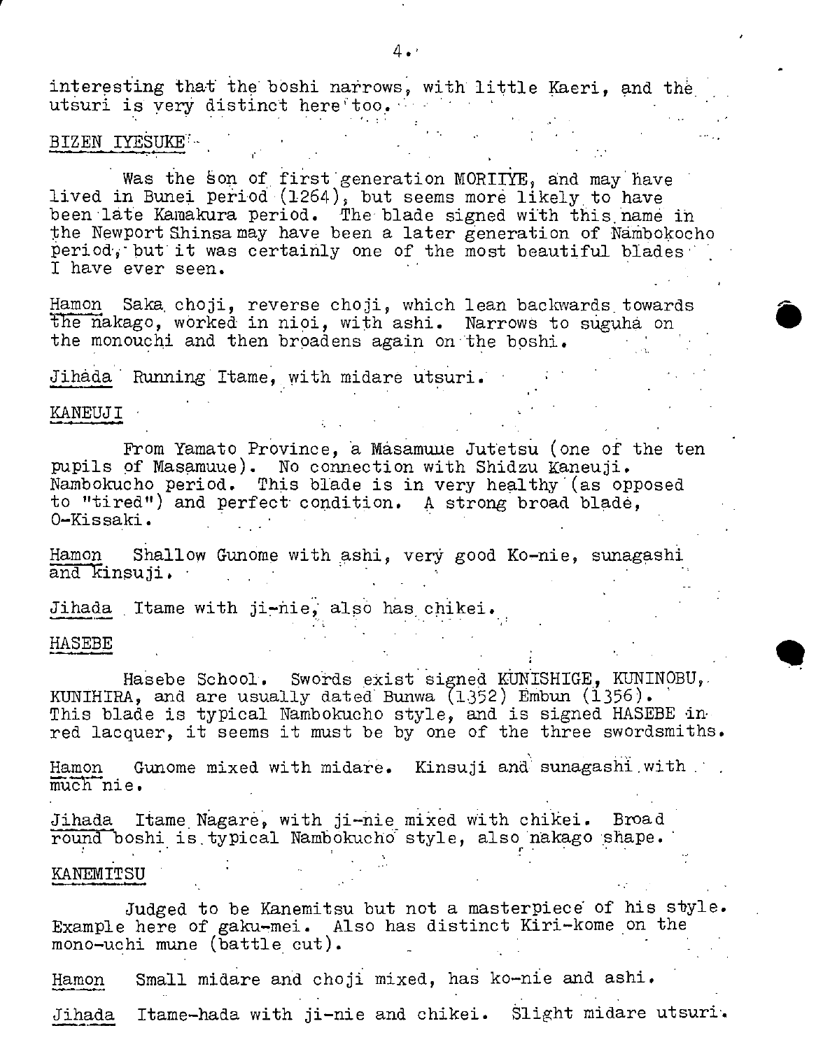interesting that the boshi narrows, with little Kaeri, and the utsuri is very distinct here too.

## BIZEN IYESUKE

Was the son of first generation MORIIYE, and may have lived in Bunei period (1264), but seems more likely to have been late Kamakura period. The blade signed with this name in the Newport Shinsa may have been a later generation of Nambokocho period, but it was certainly one of the most beautiful blades I have ever seen.

Hamon Saka choji, reverse choji, which lean backwards towards the nakago, worked in nioi, with ashi. Narrows to suguha on the monouchi and then broadens again on the boshi.

Jihada Running Itame, with midare utsuri.

## KANEUJI

From Yamato Province, a Masamuue Jutetsu (one of the ten pupils of Masamuue). No connection with Shidzu Kaneuji. Nambokucho period. This blade is in very healthy (as opposed to "tired") and perfect condition. A strong broad blade, O-Kissaki.

Hamon Shallow Gunome with ashi, very good Ko-nie, sunagashi and kinsuji.

Jihada Itame with ji-nie, also has chikei.

## HASEBE

Hasebe School. Swords exist signed KUNISHIGE, KUNINOBU, KUNIHIRA, and are usually dated Bunwa (1352) Embun (1356). This blade is typical Nambokucho style, and is signed HASEBE in red lacquer, it seems it must be by one of the three swordsmiths.

Hamon Gunome mixed with midare. Kinsuji and sunagashi with much nie.

Jihada Itame Nagare, with ji-nie mixed with chikei. Broad round boshi is typical Nambokucho style, also nakago shape.

## KANEMITSU

Judged to be Kanemitsu but not a masterpiece of his style. Example here of gaku-mei. Also has distinct Kiri-kome on the mono-uchi mune (battle cut).

Hamon Small midare and choji mixed, has ko-nie and ashi.

Jihada Itame-hada with ji-nie and chikei. Slight midare utsuri.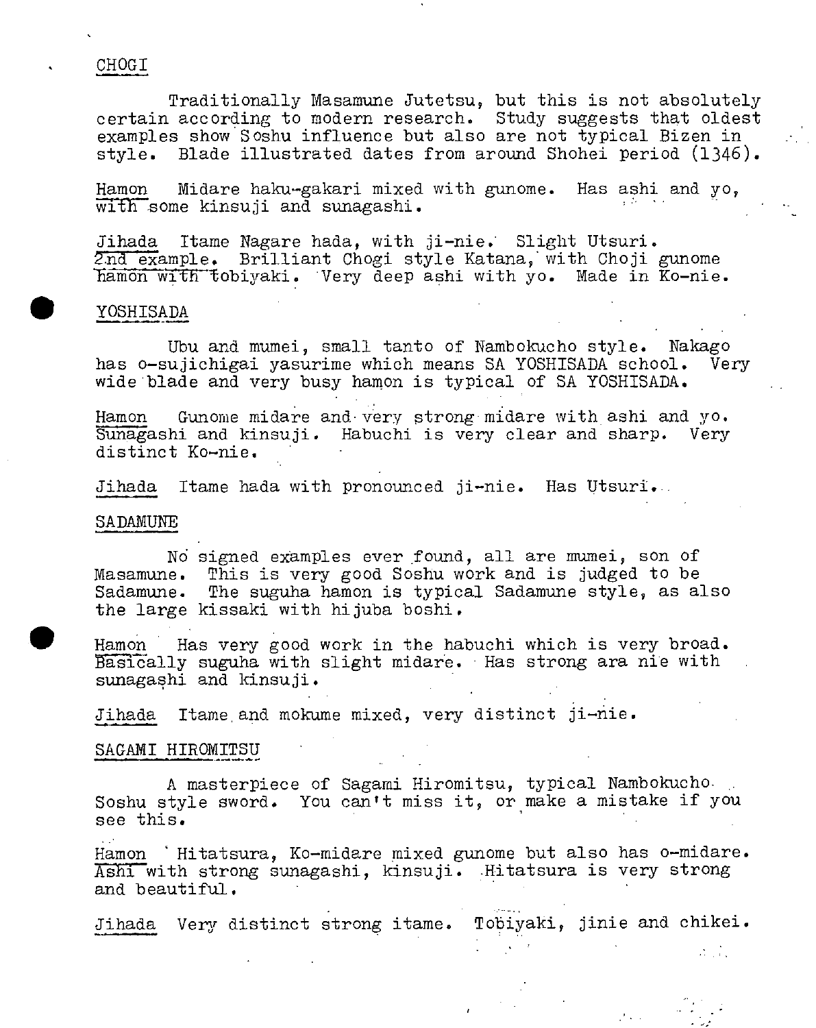## CHOGI

Traditionally Masamune Jutetsu, but this is not absolutely certain according to modern research. Study suggests that oldest examples show Soshu influence but also are not typical Bizen in style. Blade illustrated dates from around Shohei period (1346).

Hamon  Midare haku-gakari mixed with gunome. Has ashi and yo, with some kinsuji and sunagashi.

Jihada  Itame Nagare hada, with ji-nie. Slight Utsuri.
2nd example. Brilliant Chogi style Katana, with Choji gunome hamon with tobiyaki. Very deep ashi with yo. Made in Ko-nie.

## YOSHISADA

Ubu and mumei, small tanto of Nambokucho style. Nakago has o-sujichigai yasurime which means SA YOSHISADA school. Very wide blade and very busy hamon is typical of SA YOSHISADA.

Hamon  Gunome midare and very strong midare with ashi and yo. Sunagashi and kinsuji. Habuchi is very clear and sharp. Very distinct Ko-nie.

Jihada  Itame hada with pronounced ji-nie. Has Utsuri.

## SADAMUNE

No signed examples ever found, all are mumei, son of Masamune. This is very good Soshu work and is judged to be Sadamune. The suguha hamon is typical Sadamune style, as also the large kissaki with hijuba boshi.

Hamon  Has very good work in the habuchi which is very broad. Basically suguha with slight midare. Has strong ara nie with sunagashi and kinsuji.

Jihada  Itame and mokume mixed, very distinct ji-nie.

## SAGAMI HIROMITSU

A masterpiece of Sagami Hiromitsu, typical Nambokucho Soshu style sword. You can't miss it, or make a mistake if you see this.

Hamon  Hitatsura, Ko-midare mixed gunome but also has o-midare. Ashi with strong sunagashi, kinsuji. Hitatsura is very strong and beautiful.

Jihada  Very distinct strong itame. Tobiyaki, jinie and chikei.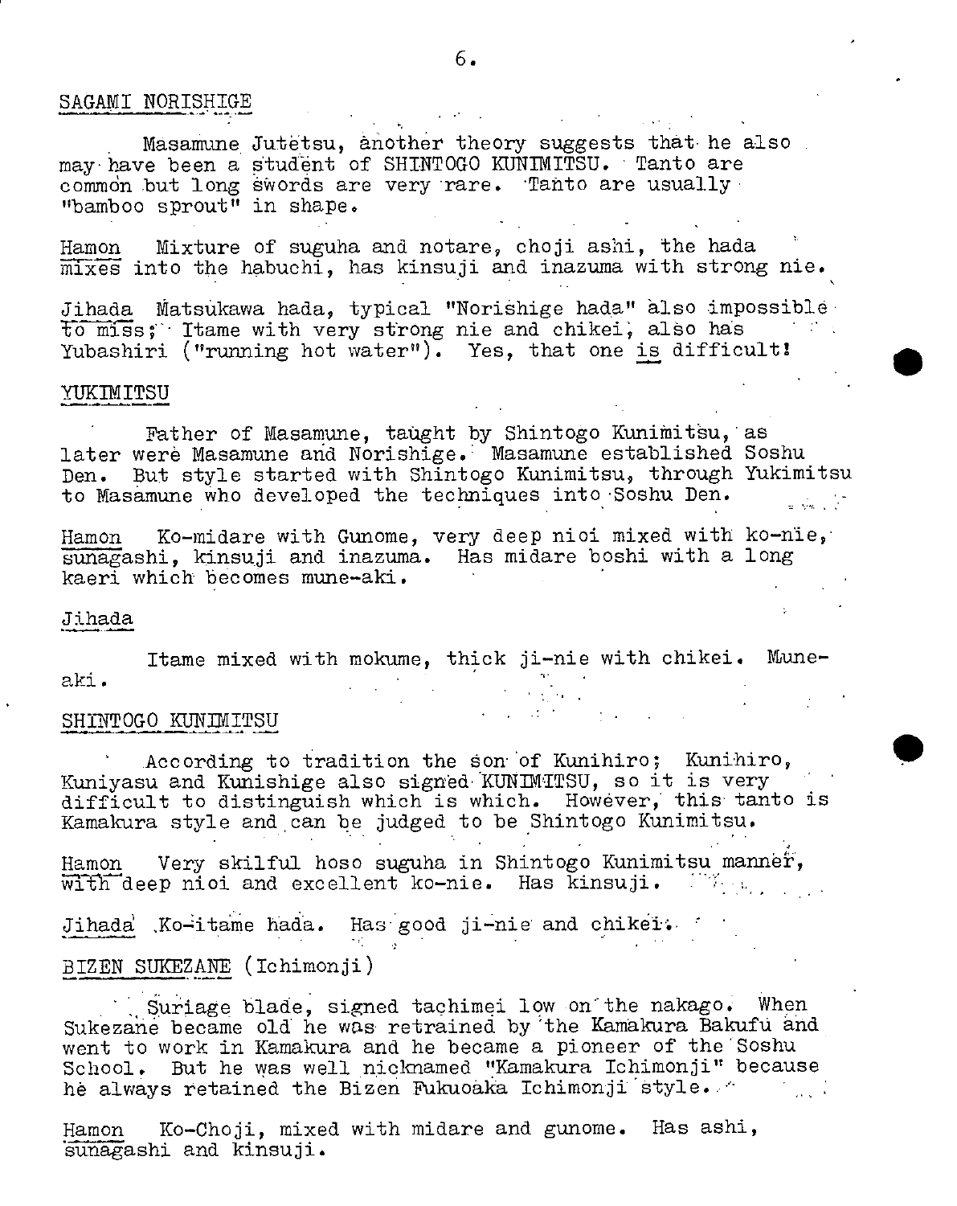## SAGAMI NORISHIGE

Masamune Jutetsu, another theory suggests that he also may have been a student of SHINTOGO KUNIMITSU. Tanto are common but long swords are very rare. Tanto are usually "bamboo sprout" in shape.

Hamon Mixture of suguha and notare, choji ashi, the hada mixes into the habuchi, has kinsuji and inazuma with strong nie.

Jihada Matsukawa hada, typical "Norishige hada" also impossible to miss; Itame with very strong nie and chikei, also has Yubashiri ("running hot water"). Yes, that one is difficult!

## YUKIMITSU

Father of Masamune, taught by Shintogo Kunimitsu, as later were Masamune and Norishige. Masamune established Soshu Den. But style started with Shintogo Kunimitsu, through Yukimitsu to Masamune who developed the techniques into Soshu Den.

Hamon Ko-midare with Gunome, very deep nioi mixed with ko-nie, sunagashi, kinsuji and inazuma. Has midare boshi with a long kaeri which becomes mune-aki.

Jihada

Itame mixed with mokume, thick ji-nie with chikei. Mune-aki.

## SHINTOGO KUNIMITSU

According to tradition the son of Kunihiro; Kunihiro, Kuniyasu and Kunishige also signed KUNIMITSU, so it is very difficult to distinguish which is which. However, this tanto is Kamakura style and can be judged to be Shintogo Kunimitsu.

Hamon Very skilful hoso suguha in Shintogo Kunimitsu manner, with deep nioi and excellent ko-nie. Has kinsuji.

Jihada Ko-itame hada. Has good ji-nie and chikei.

## BIZEN SUKEZANE (Ichimonji)

Suriage blade, signed tachimei low on the nakago. When Sukezane became old he was retrained by the Kamakura Bakufu and went to work in Kamakura and he became a pioneer of the Soshu School. But he was well nicknamed "Kamakura Ichimonji" because he always retained the Bizen Fukuoaka Ichimonji style.

Hamon Ko-Choji, mixed with midare and gunome. Has ashi, sunagashi and kinsuji.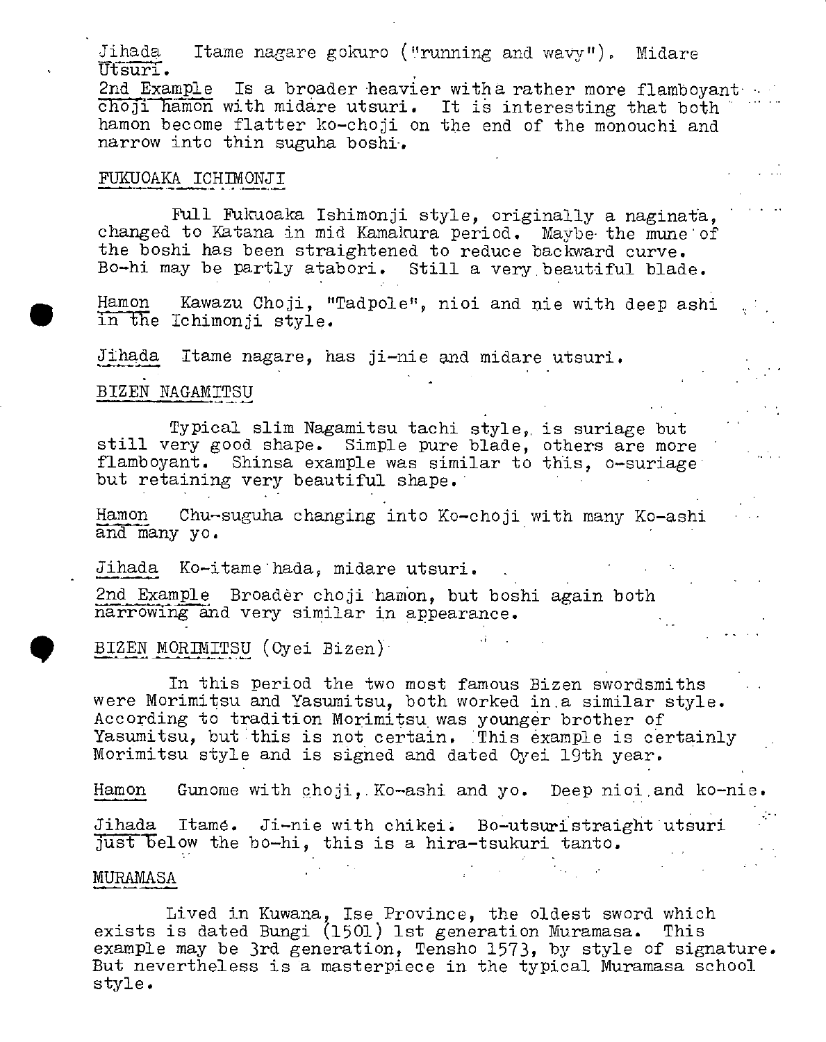Jihada  Itame nagare gokuro ("running and wavy"). Midare Utsuri.

2nd Example  Is a broader heavier witha rather more flamboyant choji hamon with midare utsuri. It is interesting that both hamon become flatter ko-choji on the end of the monouchi and narrow into thin suguha boshi.

## FUKUOAKA ICHIMONJI

Full Fukuoaka Ishimonji style, originally a naginata, changed to Katana in mid Kamakura period. Maybe the mune of the boshi has been straightened to reduce backward curve. Bo-hi may be partly atabori. Still a very beautiful blade.

Hamon  Kawazu Choji, "Tadpole", nioi and nie with deep ashi in the Ichimonji style.

Jihada  Itame nagare, has ji-nie and midare utsuri.

## BIZEN NAGAMITSU

Typical slim Nagamitsu tachi style, is suriage but still very good shape. Simple pure blade, others are more flamboyant. Shinsa example was similar to this, o-suriage but retaining very beautiful shape.

Hamon  Chu-suguha changing into Ko-choji with many Ko-ashi and many yo.

Jihada  Ko-itame hada, midare utsuri.

2nd Example  Broader choji hamon, but boshi again both narrowing and very similar in appearance.

## BIZEN MORIMITSU (Oyei Bizen)

In this period the two most famous Bizen swordsmiths were Morimitsu and Yasumitsu, both worked in a similar style. According to tradition Morimitsu was younger brother of Yasumitsu, but this is not certain. This example is certainly Morimitsu style and is signed and dated Oyei 19th year.

Hamon  Gunome with choji, Ko-ashi and yo. Deep nioi and ko-nie.

Jihada  Itamé. Ji-nie with chikei. Bo-utsuri straight utsuri just below the bo-hi, this is a hira-tsukuri tanto.

## MURAMASA

Lived in Kuwana, Ise Province, the oldest sword which exists is dated Bungi (1501) 1st generation Muramasa. This example may be 3rd generation, Tensho 1573, by style of signature. But nevertheless is a masterpiece in the typical Muramasa school style.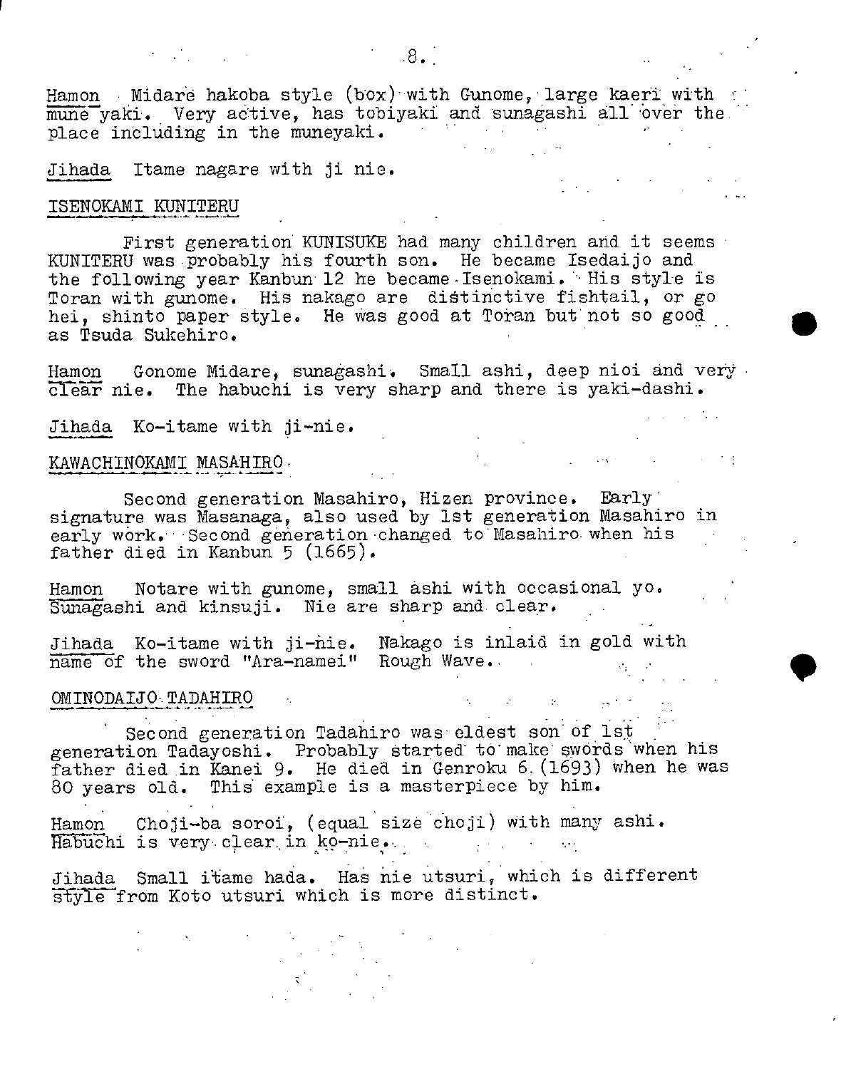Hamon  Midare hakoba style (box) with Gunome, large kaeri with mune yaki. Very active, has tobiyaki and sunagashi all over the place including in the muneyaki.

Jihada  Itame nagare with ji nie.

## ISENOKAMI KUNITERU

First generation KUNISUKE had many children and it seems KUNITERU was probably his fourth son. He became Isedaijo and the following year Kanbun 12 he became Isenokami. His style is Toran with gunome. His nakago are distinctive fishtail, or go hei, shinto paper style. He was good at Toran but not so good as Tsuda Sukehiro.

Hamon  Gonome Midare, sunagashi. Small ashi, deep nioi and very clear nie. The habuchi is very sharp and there is yaki-dashi.

Jihada  Ko-itame with ji-nie.

## KAWACHINOKAMI MASAHIRO

Second generation Masahiro, Hizen province. Early signature was Masanaga, also used by 1st generation Masahiro in early work. Second generation changed to Masahiro when his father died in Kanbun 5 (1665).

Hamon  Notare with gunome, small ashi with occasional yo. Sunagashi and kinsuji. Nie are sharp and clear.

Jihada  Ko-itame with ji-nie. Nakago is inlaid in gold with name of the sword "Ara-namei" Rough Wave.

## OMINODAIJO TADAHIRO

Second generation Tadahiro was eldest son of 1st generation Tadayoshi. Probably started to make swords when his father died in Kanei 9. He died in Genroku 6 (1693) when he was 80 years old. This example is a masterpiece by him.

Hamon  Choji-ba soroi, (equal size choji) with many ashi. Habuchi is very clear in ko-nie.

Jihada  Small itame hada. Has nie utsuri, which is different style from Koto utsuri which is more distinct.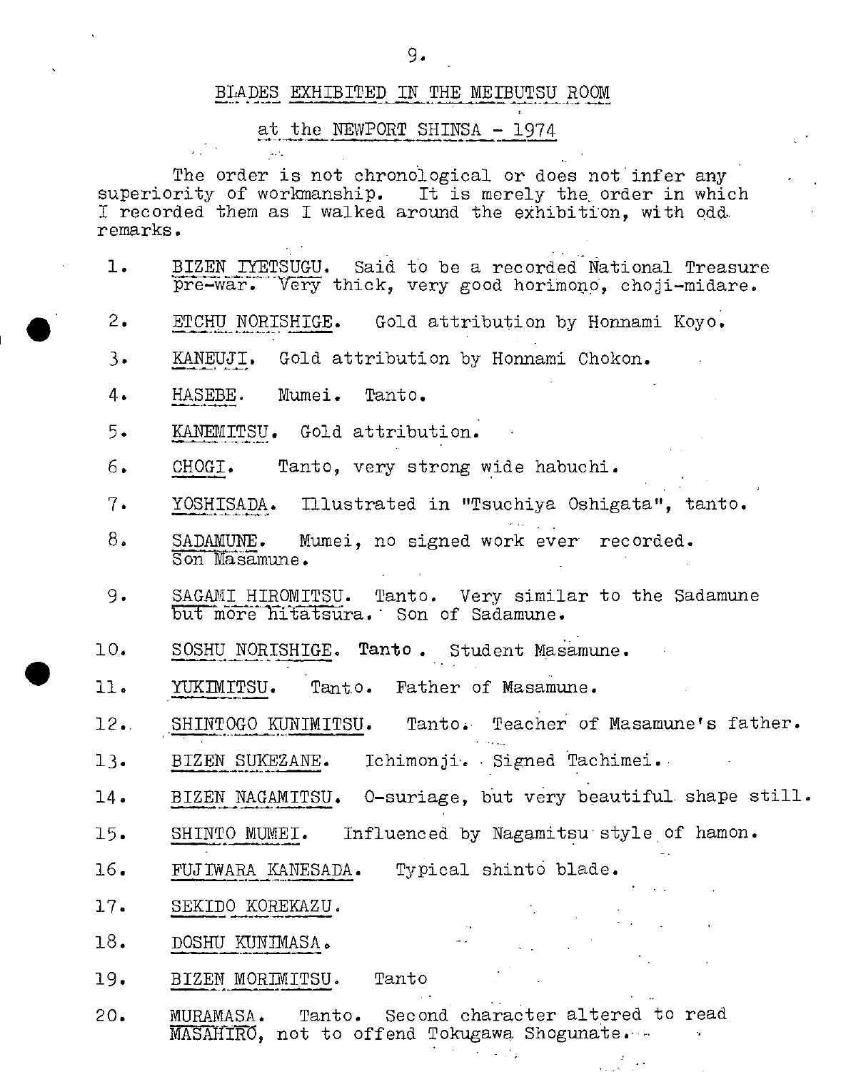## BLADES EXHIBITED IN THE MEIBUTSU ROOM

## at the NEWPORT SHINSA - 1974

The order is not chronological or does not infer any superiority of workmanship. It is merely the order in which I recorded them as I walked around the exhibition, with odd remarks.

1. BIZEN IYETSUGU. Said to be a recorded National Treasure pre-war. Very thick, very good horimono, choji-midare.
2. ETCHU NORISHIGE. Gold attribution by Honnami Koyo.
3. KANEUJI. Gold attribution by Honnami Chokon.
4. HASEBE. Mumei. Tanto.
5. KANEMITSU. Gold attribution.
6. CHOGI. Tanto, very strong wide habuchi.
7. YOSHISADA. Illustrated in "Tsuchiya Oshigata", tanto.
8. SADAMUNE. Mumei, no signed work ever recorded. Son Masamune.
9. SAGAMI HIROMITSU. Tanto. Very similar to the Sadamune but more hitatsura. Son of Sadamune.
10. SOSHU NORISHIGE. **Tanto**. Student Masamune.
11. YUKIMITSU. Tanto. Father of Masamune.
12. SHINTOGO KUNIMITSU. Tanto. Teacher of Masamune's father.
13. BIZEN SUKEZANE. Ichimonji. Signed Tachimei.
14. BIZEN NAGAMITSU. O-suriage, but very beautiful shape still.
15. SHINTO MUMEI. Influenced by Nagamitsu style of hamon.
16. FUJIWARA KANESADA. Typical shinto blade.
17. SEKIDO KOREKAZU.
18. DOSHU KUNIMASA.
19. BIZEN MORIMITSU. Tanto
20. MURAMASA. Tanto. Second character altered to read MASAHIRO, not to offend Tokugawa Shogunate.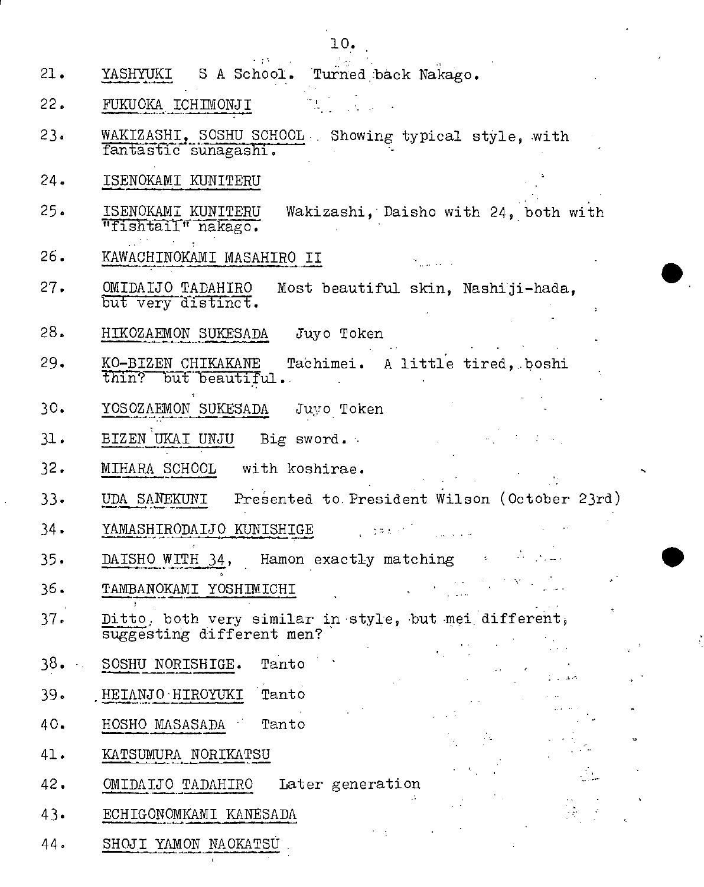21. YASHYUKI S A School. Turned back Nakago.

22. FUKUOKA ICHIMONJI

23. WAKIZASHI, SOSHU SCHOOL Showing typical style, with fantastic sunagashi.

24. ISENOKAMI KUNITERU

25. ISENOKAMI KUNITERU Wakizashi, Daisho with 24, both with "fishtail" nakago.

26. KAWACHINOKAMI MASAHIRO II

27. OMIDAIJO TADAHIRO Most beautiful skin, Nashiji-hada, but very distinct.

28. HIKOZAEMON SUKESADA Juyo Token

29. KO-BIZEN CHIKAKANE Tachimei. A little tired, boshi thin? but beautiful.

30. YOSOZAEMON SUKESADA Juyo Token

31. BIZEN UKAI UNJU Big sword.

32. MIHARA SCHOOL with koshirae.

33. UDA SANEKUNI Presented to President Wilson (October 23rd)

34. YAMASHIRODAIJO KUNISHIGE

35. DAISHO WITH 34, Hamon exactly matching

36. TAMBANOKAMI YOSHIMICHI

37. Ditto, both very similar in style, but mei different, suggesting different men?

38. SOSHU NORISHIGE. Tanto

39. HEIANJO HIROYUKI Tanto

40. HOSHO MASASADA Tanto

41. KATSUMURA NORIKATSU

42. OMIDAIJO TADAHIRO Later generation

43. ECHIGONOMKAMI KANESADA

44. SHOJI YAMON NAOKATSU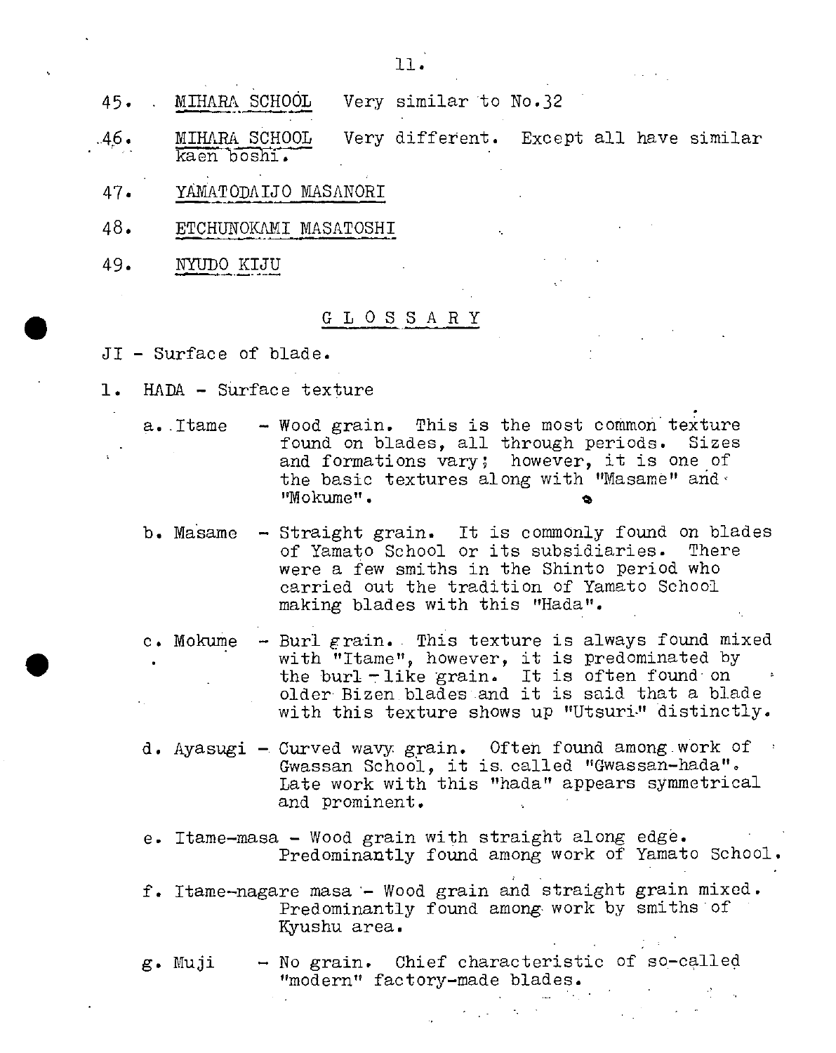45. MIHARA SCHOOL Very similar to No.32

46. MIHARA SCHOOL Very different. Except all have similar kaen boshi.

47. YAMATODAIJO MASANORI

48. ETCHUNOKAMI MASATOSHI

49. NYUDO KIJU

## G L O S S A R Y

JI - Surface of blade.

1. HADA - Surface texture

   a. Itame - Wood grain. This is the most common texture found on blades, all through periods. Sizes and formations vary; however, it is one of the basic textures along with "Masame" and "Mokume".

   b. Masame - Straight grain. It is commonly found on blades of Yamato School or its subsidiaries. There were a few smiths in the Shinto period who carried out the tradition of Yamato School making blades with this "Hada".

   c. Mokume - Burl grain. This texture is always found mixed with "Itame", however, it is predominated by the burl-like grain. It is often found on older Bizen blades and it is said that a blade with this texture shows up "Utsuri" distinctly.

   d. Ayasugi - Curved wavy grain. Often found among work of Gwassan School, it is called "Gwassan-hada". Late work with this "hada" appears symmetrical and prominent.

   e. Itame-masa - Wood grain with straight along edge. Predominantly found among work of Yamato School.

   f. Itame-nagare masa - Wood grain and straight grain mixed. Predominantly found among work by smiths of Kyushu area.

   g. Muji - No grain. Chief characteristic of so-called "modern" factory-made blades.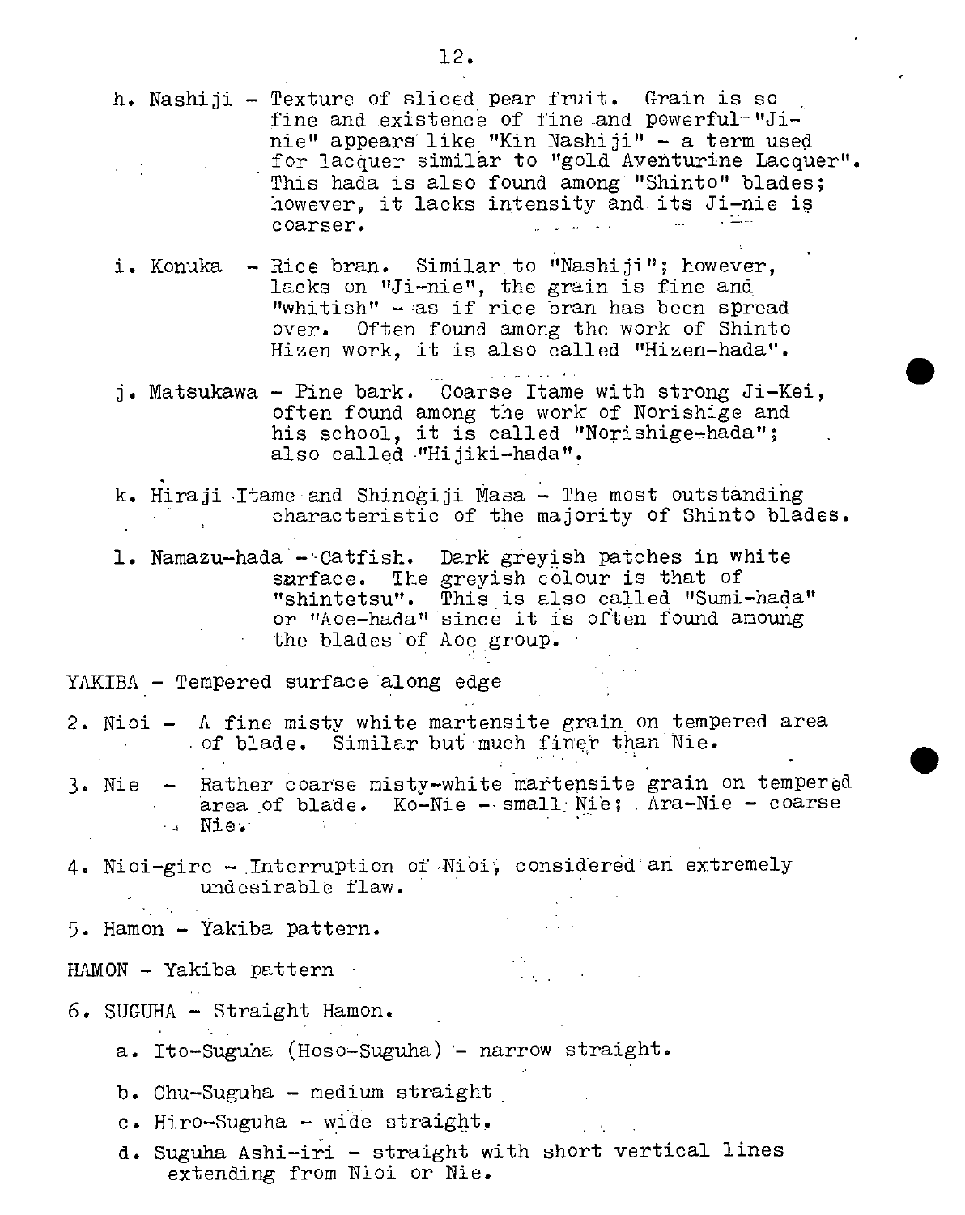h. Nashiji - Texture of sliced pear fruit. Grain is so fine and existence of fine and powerful "Ji-nie" appears like "Kin Nashiji" - a term used for lacquer similar to "gold Aventurine Lacquer". This hada is also found among "Shinto" blades; however, it lacks intensity and its Ji-nie is coarser.

i. Konuka - Rice bran. Similar to "Nashiji"; however, lacks on "Ji-nie", the grain is fine and "whitish" - as if rice bran has been spread over. Often found among the work of Shinto Hizen work, it is also called "Hizen-hada".

j. Matsukawa - Pine bark. Coarse Itame with strong Ji-Kei, often found among the work of Norishige and his school, it is called "Norishige-hada"; also called "Hijiki-hada".

k. Hiraji Itame and Shinogiji Masa - The most outstanding characteristic of the majority of Shinto blades.

l. Namazu-hada - Catfish. Dark greyish patches in white surface. The greyish colour is that of "shintetsu". This is also called "Sumi-hada" or "Aoe-hada" since it is often found amoung the blades of Aoe group.

YAKIBA - Tempered surface along edge

2. Nioi - A fine misty white martensite grain on tempered area of blade. Similar but much finer than Nie.

3. Nie - Rather coarse misty-white martensite grain on tempered area of blade. Ko-Nie - small Nie; Ara-Nie - coarse Nie.

4. Nioi-gire - Interruption of Nioi, considered an extremely undesirable flaw.

5. Hamon - Yakiba pattern.

HAMON - Yakiba pattern

6. SUGUHA - Straight Hamon.

   a. Ito-Suguha (Hoso-Suguha) - narrow straight.

   b. Chu-Suguha - medium straight

   c. Hiro-Suguha - wide straight.

   d. Suguha Ashi-iri - straight with short vertical lines extending from Nioi or Nie.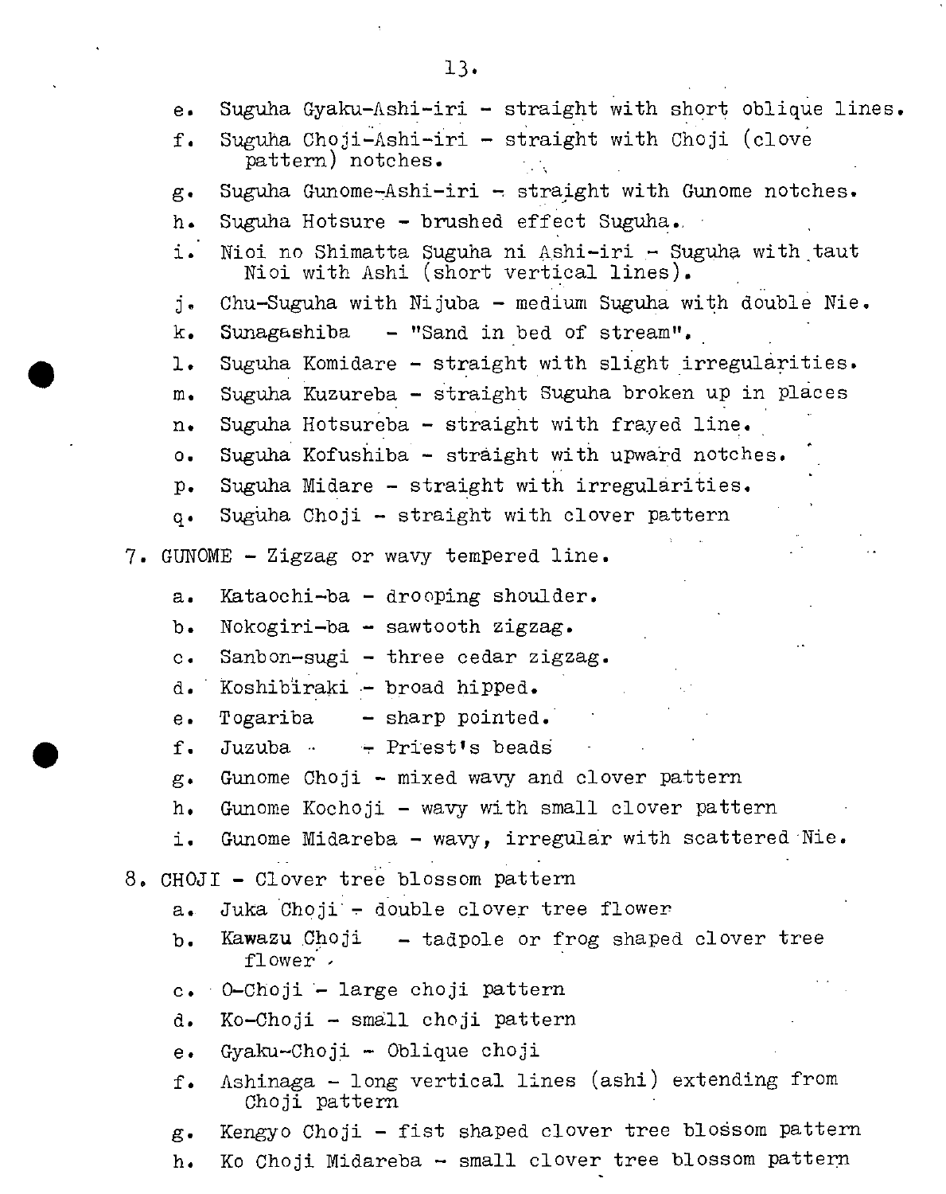e. Suguha Gyaku-Ashi-iri - straight with short oblique lines.
f. Suguha Choji-Ashi-iri - straight with Choji (clove pattern) notches.
g. Suguha Gunome-Ashi-iri - straight with Gunome notches.
h. Suguha Hotsure - brushed effect Suguha.
i. Nioi no Shimatta Suguha ni Ashi-iri - Suguha with taut Nioi with Ashi (short vertical lines).
j. Chu-Suguha with Nijuba - medium Suguha with double Nie.
k. Sunagashiba - "Sand in bed of stream".
l. Suguha Komidare - straight with slight irregularities.
m. Suguha Kuzureba - straight Suguha broken up in places
n. Suguha Hotsureba - straight with frayed line.
o. Suguha Kofushiba - straight with upward notches.
p. Suguha Midare - straight with irregularities.
q. Suguha Choji - straight with clover pattern

7. GUNOME - Zigzag or wavy tempered line.

a. Kataochi-ba - drooping shoulder.
b. Nokogiri-ba - sawtooth zigzag.
c. Sanbon-sugi - three cedar zigzag.
d. Koshibiraki - broad hipped.
e. Togariba - sharp pointed.
f. Juzuba - Priest's beads
g. Gunome Choji - mixed wavy and clover pattern
h. Gunome Kochoji - wavy with small clover pattern
i. Gunome Midareba - wavy, irregular with scattered Nie.

8. CHOJI - Clover tree blossom pattern

a. Juka Choji - double clover tree flower
b. Kawazu Choji - tadpole or frog shaped clover tree flower
c. O-Choji - large choji pattern
d. Ko-Choji - small choji pattern
e. Gyaku-Choji - Oblique choji
f. Ashinaga - long vertical lines (ashi) extending from Choji pattern
g. Kengyo Choji - fist shaped clover tree blossom pattern
h. Ko Choji Midareba - small clover tree blossom pattern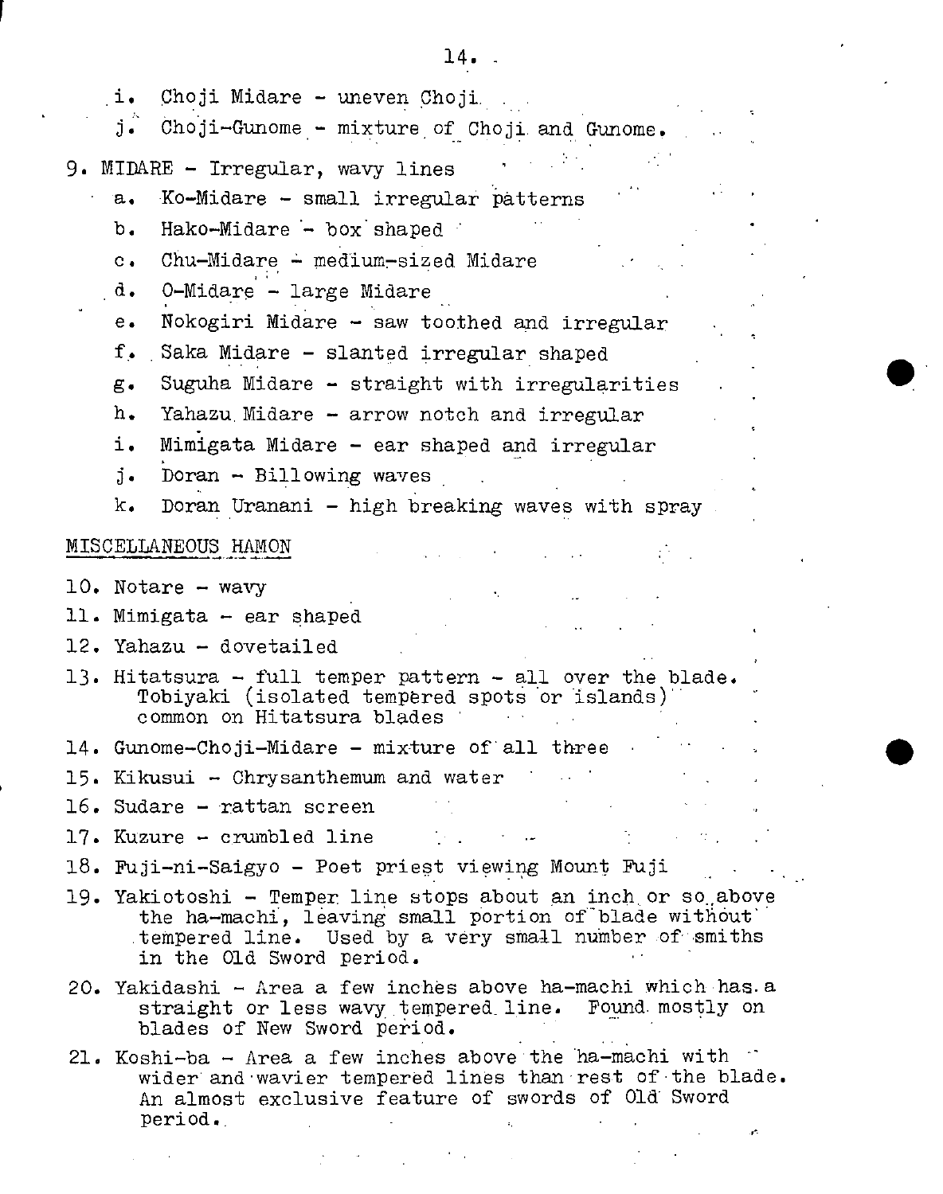i. Choji Midare - uneven Choji

j. Choji-Gunome - mixture of Choji and Gunome.

9. MIDARE - Irregular, wavy lines

   a. Ko-Midare - small irregular patterns

   b. Hako-Midare - box shaped

   c. Chu-Midare - medium-sized Midare

   d. O-Midare - large Midare

   e. Nokogiri Midare - saw toothed and irregular

   f. Saka Midare - slanted irregular shaped

   g. Suguha Midare - straight with irregularities

   h. Yahazu Midare - arrow notch and irregular

   i. Mimigata Midare - ear shaped and irregular

   j. Doran - Billowing waves

   k. Doran Uranani - high breaking waves with spray

MISCELLANEOUS HAMON

10. Notare - wavy

11. Mimigata - ear shaped

12. Yahazu - dovetailed

13. Hitatsura - full temper pattern - all over the blade. Tobiyaki (isolated tempered spots or islands) common on Hitatsura blades

14. Gunome-Choji-Midare - mixture of all three

15. Kikusui - Chrysanthemum and water

16. Sudare - rattan screen

17. Kuzure - crumbled line

18. Fuji-ni-Saigyo - Poet priest viewing Mount Fuji

19. Yakiotoshi - Temper line stops about an inch or so above the ha-machi, leaving small portion of blade without tempered line. Used by a very small number of smiths in the Old Sword period.

20. Yakidashi - Area a few inches above ha-machi which has a straight or less wavy tempered line. Found mostly on blades of New Sword period.

21. Koshi-ba - Area a few inches above the ha-machi with wider and wavier tempered lines than rest of the blade. An almost exclusive feature of swords of Old Sword period.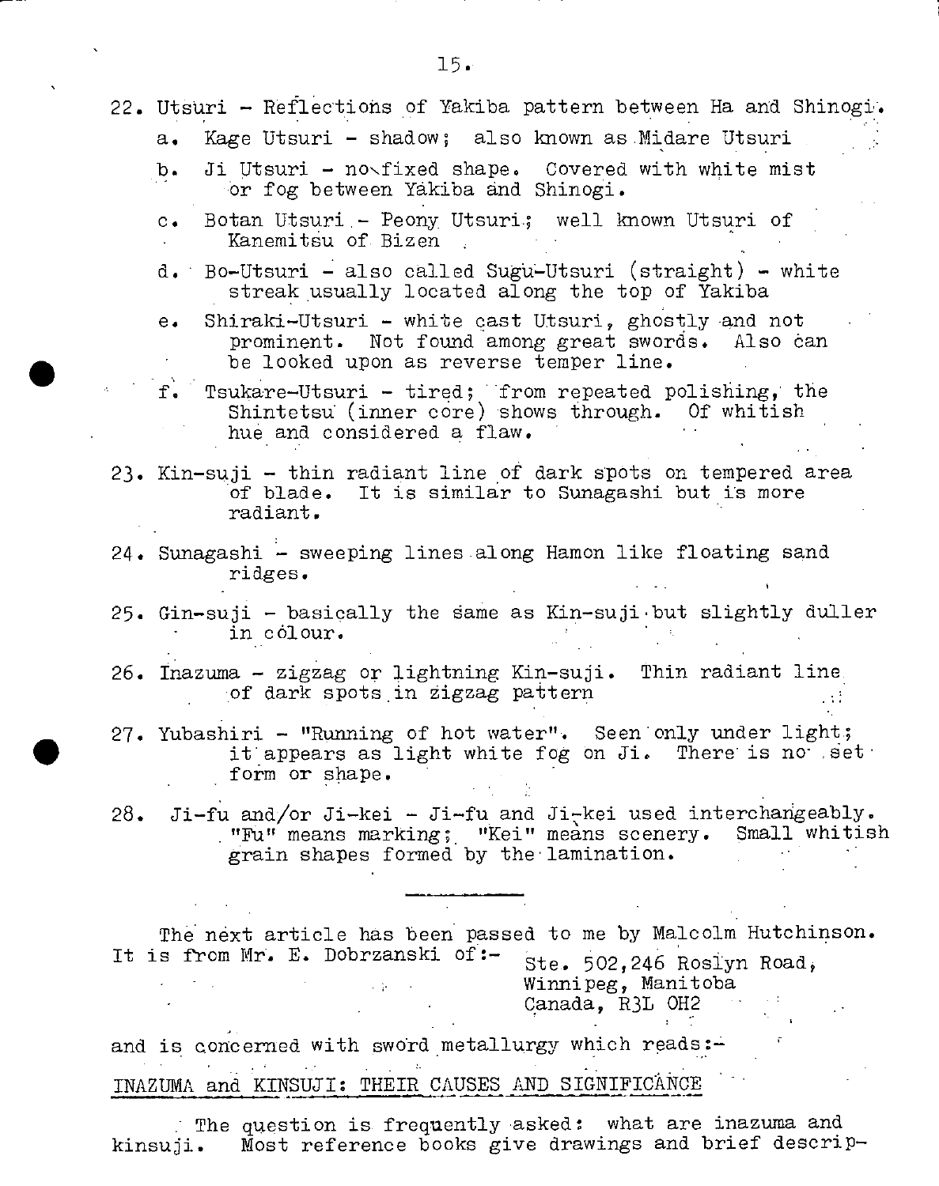22. Utsuri - Reflections of Yakiba pattern between Ha and Shinogi.
    a. Kage Utsuri - shadow; also known as Midare Utsuri
    b. Ji Utsuri - no fixed shape. Covered with white mist or fog between Yakiba and Shinogi.
    c. Botan Utsuri - Peony Utsuri; well known Utsuri of Kanemitsu of Bizen
    d. Bo-Utsuri - also called Sugu-Utsuri (straight) - white streak usually located along the top of Yakiba
    e. Shiraki-Utsuri - white cast Utsuri, ghostly and not prominent. Not found among great swords. Also can be looked upon as reverse temper line.
    f. Tsukare-Utsuri - tired; from repeated polishing, the Shintetsu (inner core) shows through. Of whitish hue and considered a flaw.

23. Kin-suji - thin radiant line of dark spots on tempered area of blade. It is similar to Sunagashi but is more radiant.

24. Sunagashi - sweeping lines along Hamon like floating sand ridges.

25. Gin-suji - basically the same as Kin-suji but slightly duller in colour.

26. Inazuma - zigzag or lightning Kin-suji. Thin radiant line of dark spots in zigzag pattern

27. Yubashiri - "Running of hot water". Seen only under light; it appears as light white fog on Ji. There is no set form or shape.

28. Ji-fu and/or Ji-kei - Ji-fu and Ji-kei used interchangeably. "Fu" means marking; "Kei" means scenery. Small whitish grain shapes formed by the lamination.

---

The next article has been passed to me by Malcolm Hutchinson. It is from Mr. E. Dobrzanski of:-

Ste. 502,246 Roslyn Road,
Winnipeg, Manitoba
Canada, R3L OH2

and is concerned with sword metallurgy which reads:-

INAZUMA and KINSUJI: THEIR CAUSES AND SIGNIFICANCE

The question is frequently asked: what are inazuma and kinsuji. Most reference books give drawings and brief descrip-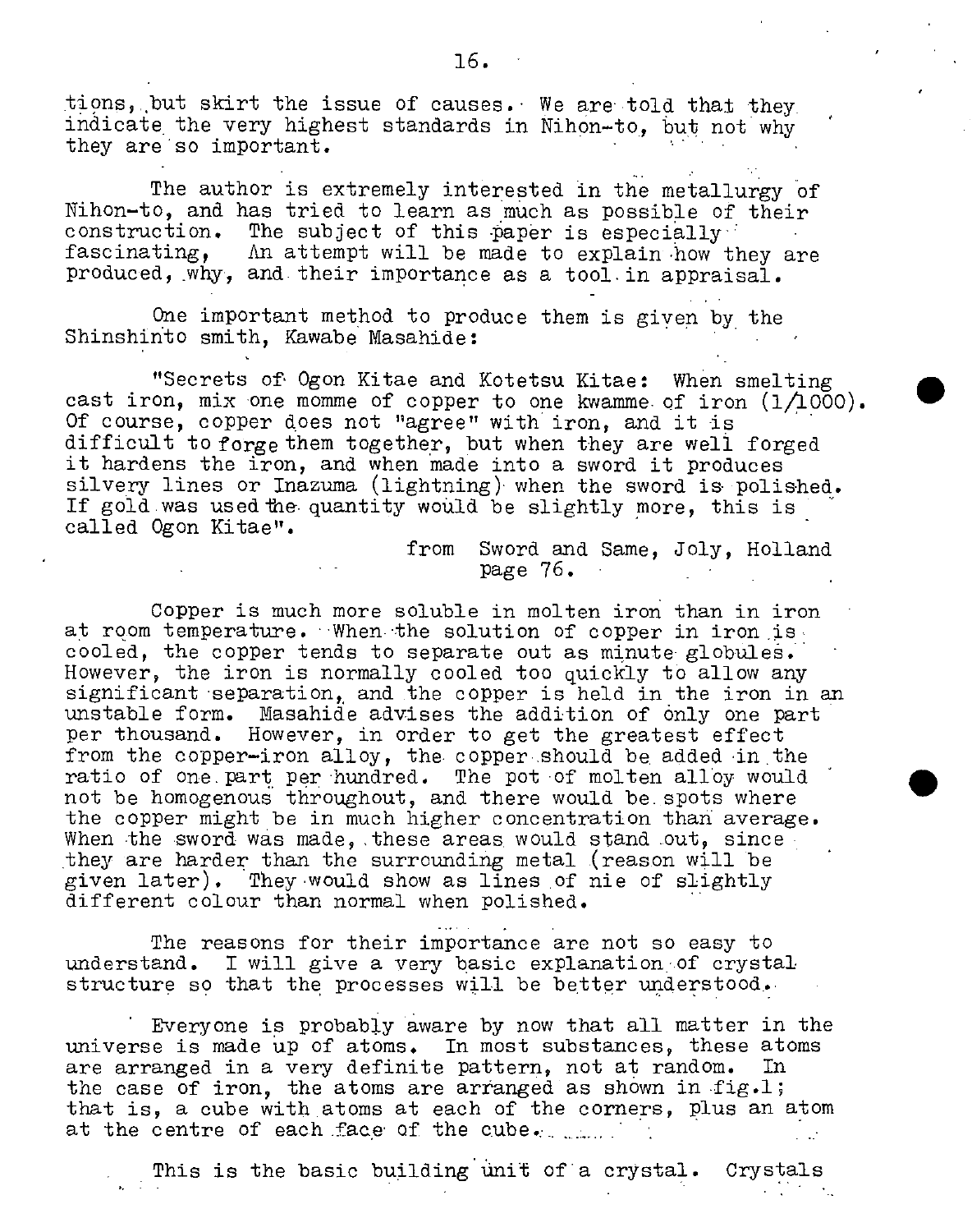tions, but skirt the issue of causes. We are told that they indicate the very highest standards in Nihon-to, but not why they are so important.

The author is extremely interested in the metallurgy of Nihon-to, and has tried to learn as much as possible of their construction. The subject of this paper is especially fascinating, An attempt will be made to explain how they are produced, why, and their importance as a tool in appraisal.

One important method to produce them is given by the Shinshinto smith, Kawabe Masahide:

"Secrets of Ogon Kitae and Kotetsu Kitae: When smelting cast iron, mix one momme of copper to one kwamme of iron (1/1000). Of course, copper does not "agree" with iron, and it is difficult to forge them together, but when they are well forged it hardens the iron, and when made into a sword it produces silvery lines or Inazuma (lightning) when the sword is polished. If gold was used the quantity would be slightly more, this is called Ogon Kitae".

from Sword and Same, Joly, Holland page 76.

Copper is much more soluble in molten iron than in iron at room temperature. When the solution of copper in iron is cooled, the copper tends to separate out as minute globules. However, the iron is normally cooled too quickly to allow any significant separation, and the copper is held in the iron in an unstable form. Masahide advises the addition of only one part per thousand. However, in order to get the greatest effect from the copper-iron alloy, the copper should be added in the ratio of one part per hundred. The pot of molten alloy would not be homogenous throughout, and there would be spots where the copper might be in much higher concentration than average. When the sword was made, these areas would stand out, since they are harder than the surrounding metal (reason will be given later). They would show as lines of nie of slightly different colour than normal when polished.

The reasons for their importance are not so easy to understand. I will give a very basic explanation of crystal structure so that the processes will be better understood.

Everyone is probably aware by now that all matter in the universe is made up of atoms. In most substances, these atoms are arranged in a very definite pattern, not at random. In the case of iron, the atoms are arranged as shown in fig.1; that is, a cube with atoms at each of the corners, plus an atom at the centre of each face of the cube.

This is the basic building unit of a crystal. Crystals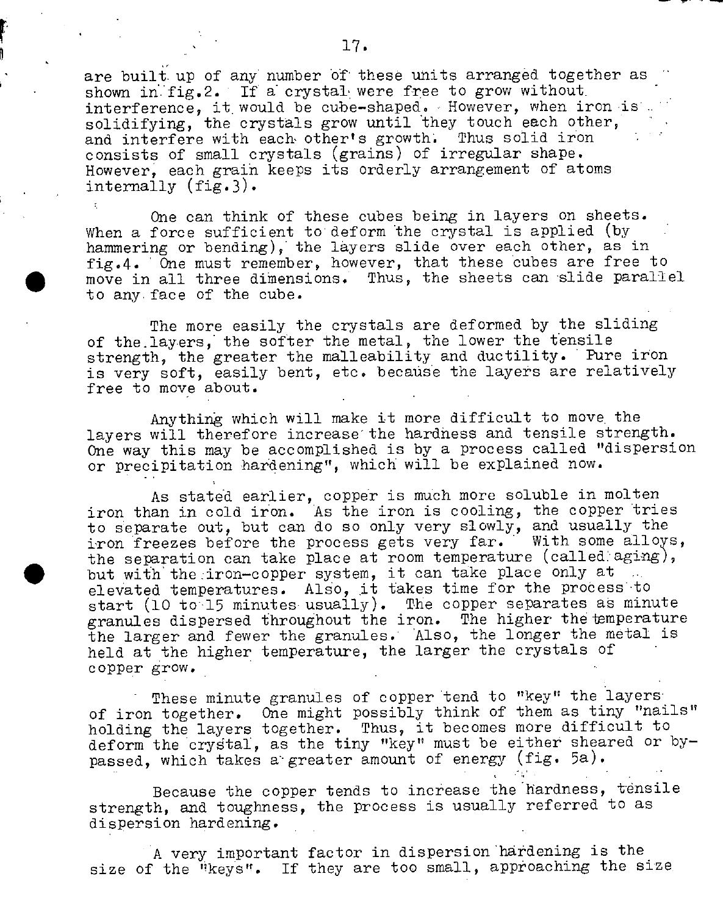are built up of any number of these units arranged together as shown in fig.2. If a crystal were free to grow without interference, it would be cube-shaped. However, when iron is solidifying, the crystals grow until they touch each other, and interfere with each other's growth. Thus solid iron consists of small crystals (grains) of irregular shape. However, each grain keeps its orderly arrangement of atoms internally (fig.3).

One can think of these cubes being in layers on sheets. When a force sufficient to deform the crystal is applied (by hammering or bending), the layers slide over each other, as in fig.4. One must remember, however, that these cubes are free to move in all three dimensions. Thus, the sheets can slide parallel to any face of the cube.

The more easily the crystals are deformed by the sliding of the layers, the softer the metal, the lower the tensile strength, the greater the malleability and ductility. Pure iron is very soft, easily bent, etc. because the layers are relatively free to move about.

Anything which will make it more difficult to move the layers will therefore increase the hardness and tensile strength. One way this may be accomplished is by a process called "dispersion or precipitation hardening", which will be explained now.

As stated earlier, copper is much more soluble in molten iron than in cold iron. As the iron is cooling, the copper tries to separate out, but can do so only very slowly, and usually the iron freezes before the process gets very far. With some alloys, the separation can take place at room temperature (called aging), but with the iron-copper system, it can take place only at elevated temperatures. Also, it takes time for the process to start (10 to 15 minutes usually). The copper separates as minute granules dispersed throughout the iron. The higher the temperature the larger and fewer the granules. Also, the longer the metal is held at the higher temperature, the larger the crystals of copper grow.

These minute granules of copper tend to "key" the layers of iron together. One might possibly think of them as tiny "nails" holding the layers together. Thus, it becomes more difficult to deform the crystal, as the tiny "key" must be either sheared or by-passed, which takes a greater amount of energy (fig. 5a).

Because the copper tends to increase the hardness, tensile strength, and toughness, the process is usually referred to as dispersion hardening.

A very important factor in dispersion hardening is the size of the "keys". If they are too small, approaching the size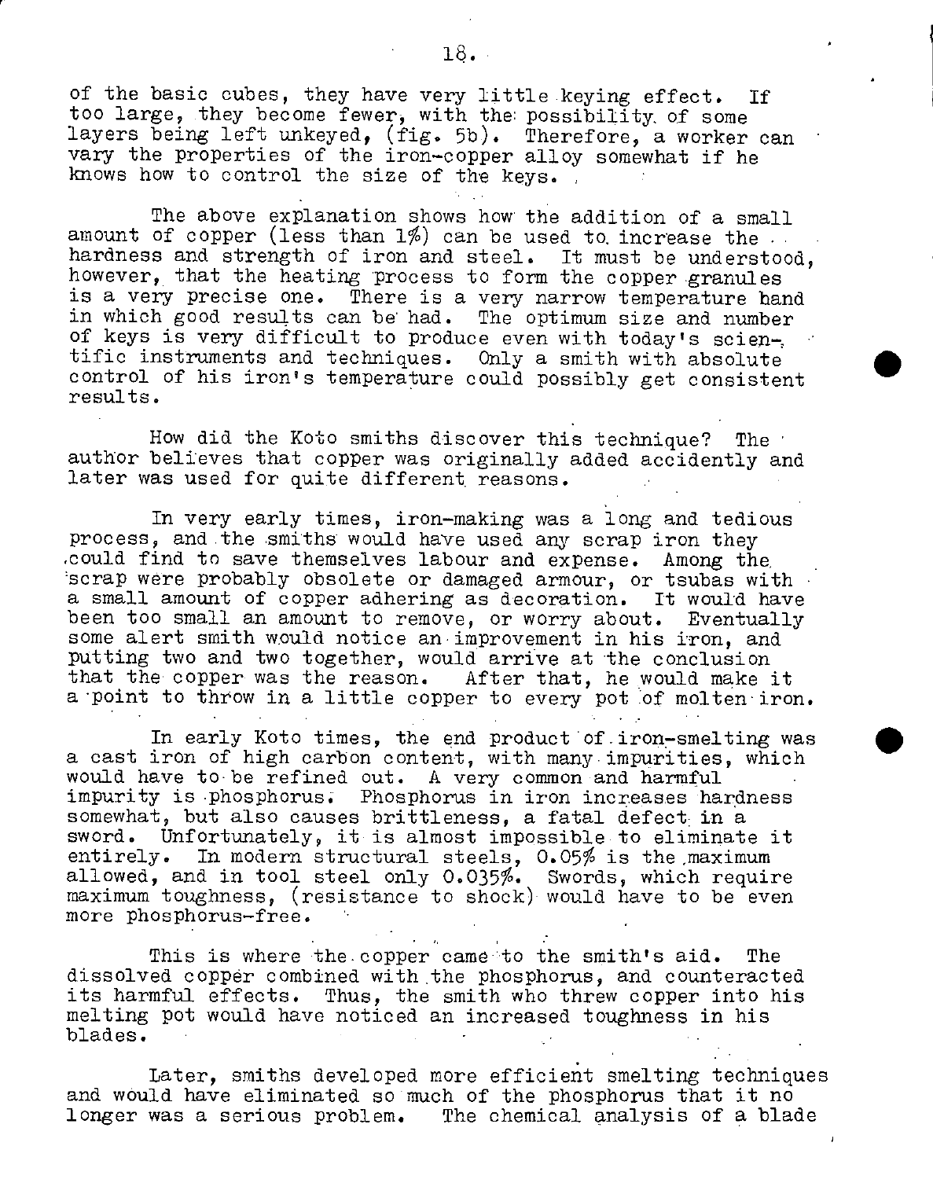of the basic cubes, they have very little keying effect. If too large, they become fewer, with the possibility of some layers being left unkeyed, (fig. 5b). Therefore, a worker can vary the properties of the iron-copper alloy somewhat if he knows how to control the size of the keys.

The above explanation shows how the addition of a small amount of copper (less than 1%) can be used to increase the hardness and strength of iron and steel. It must be understood, however, that the heating process to form the copper granules is a very precise one. There is a very narrow temperature band in which good results can be had. The optimum size and number of keys is very difficult to produce even with today's scientific instruments and techniques. Only a smith with absolute control of his iron's temperature could possibly get consistent results.

How did the Koto smiths discover this technique? The author believes that copper was originally added accidently and later was used for quite different reasons.

In very early times, iron-making was a long and tedious process, and the smiths would have used any scrap iron they could find to save themselves labour and expense. Among the scrap were probably obsolete or damaged armour, or tsubas with a small amount of copper adhering as decoration. It would have been too small an amount to remove, or worry about. Eventually some alert smith would notice an improvement in his iron, and putting two and two together, would arrive at the conclusion that the copper was the reason. After that, he would make it a point to throw in a little copper to every pot of molten iron.

In early Koto times, the end product of iron-smelting was a cast iron of high carbon content, with many impurities, which would have to be refined out. A very common and harmful impurity is phosphorus. Phosphorus in iron increases hardness somewhat, but also causes brittleness, a fatal defect in a sword. Unfortunately, it is almost impossible to eliminate it entirely. In modern structural steels, 0.05% is the maximum allowed, and in tool steel only 0.035%. Swords, which require maximum toughness, (resistance to shock) would have to be even more phosphorus-free.

This is where the copper came to the smith's aid. The dissolved copper combined with the phosphorus, and counteracted its harmful effects. Thus, the smith who threw copper into his melting pot would have noticed an increased toughness in his blades.

Later, smiths developed more efficient smelting techniques and would have eliminated so much of the phosphorus that it no longer was a serious problem. The chemical analysis of a blade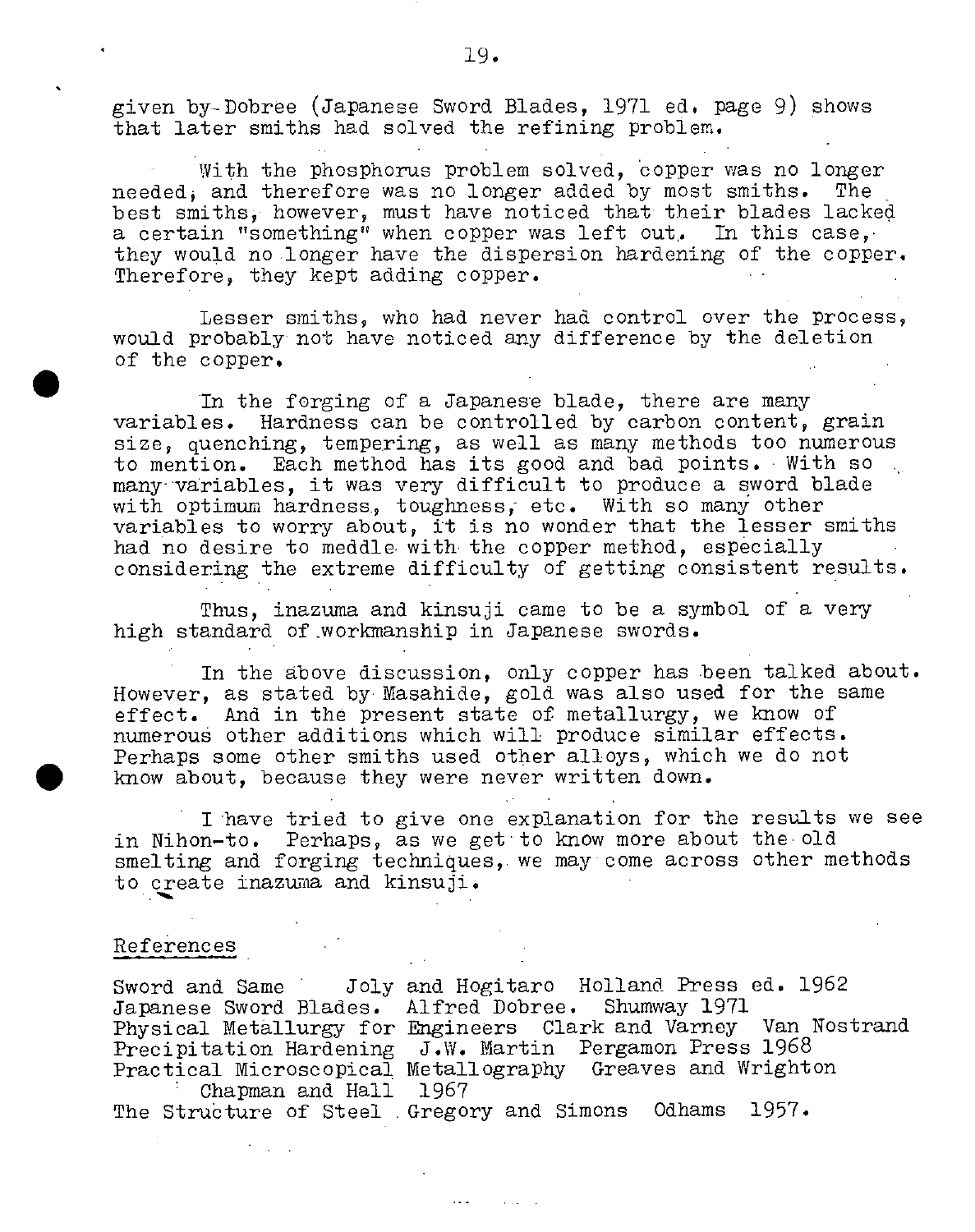given by Dobree (Japanese Sword Blades, 1971 ed. page 9) shows that later smiths had solved the refining problem.

With the phosphorus problem solved, copper was no longer needed, and therefore was no longer added by most smiths. The best smiths, however, must have noticed that their blades lacked a certain "something" when copper was left out. In this case, they would no longer have the dispersion hardening of the copper. Therefore, they kept adding copper.

Lesser smiths, who had never had control over the process, would probably not have noticed any difference by the deletion of the copper.

In the forging of a Japanese blade, there are many variables. Hardness can be controlled by carbon content, grain size, quenching, tempering, as well as many methods too numerous to mention. Each method has its good and bad points. With so many variables, it was very difficult to produce a sword blade with optimum hardness, toughness, etc. With so many other variables to worry about, it is no wonder that the lesser smiths had no desire to meddle with the copper method, especially considering the extreme difficulty of getting consistent results.

Thus, inazuma and kinsuji came to be a symbol of a very high standard of workmanship in Japanese swords.

In the above discussion, only copper has been talked about. However, as stated by Masahide, gold was also used for the same effect. And in the present state of metallurgy, we know of numerous other additions which will produce similar effects. Perhaps some other smiths used other alloys, which we do not know about, because they were never written down.

I have tried to give one explanation for the results we see in Nihon-to. Perhaps, as we get to know more about the old smelting and forging techniques, we may come across other methods to create inazuma and kinsuji.

## References

Sword and Same   Joly and Hogitaro   Holland Press ed. 1962
Japanese Sword Blades.   Alfred Dobree.   Shumway 1971
Physical Metallurgy for Engineers   Clark and Varney   Van Nostrand
Precipitation Hardening   J.W. Martin   Pergamon Press 1968
Practical Microscopical Metallography   Greaves and Wrighton   Chapman and Hall   1967
The Structure of Steel   Gregory and Simons   Odhams   1957.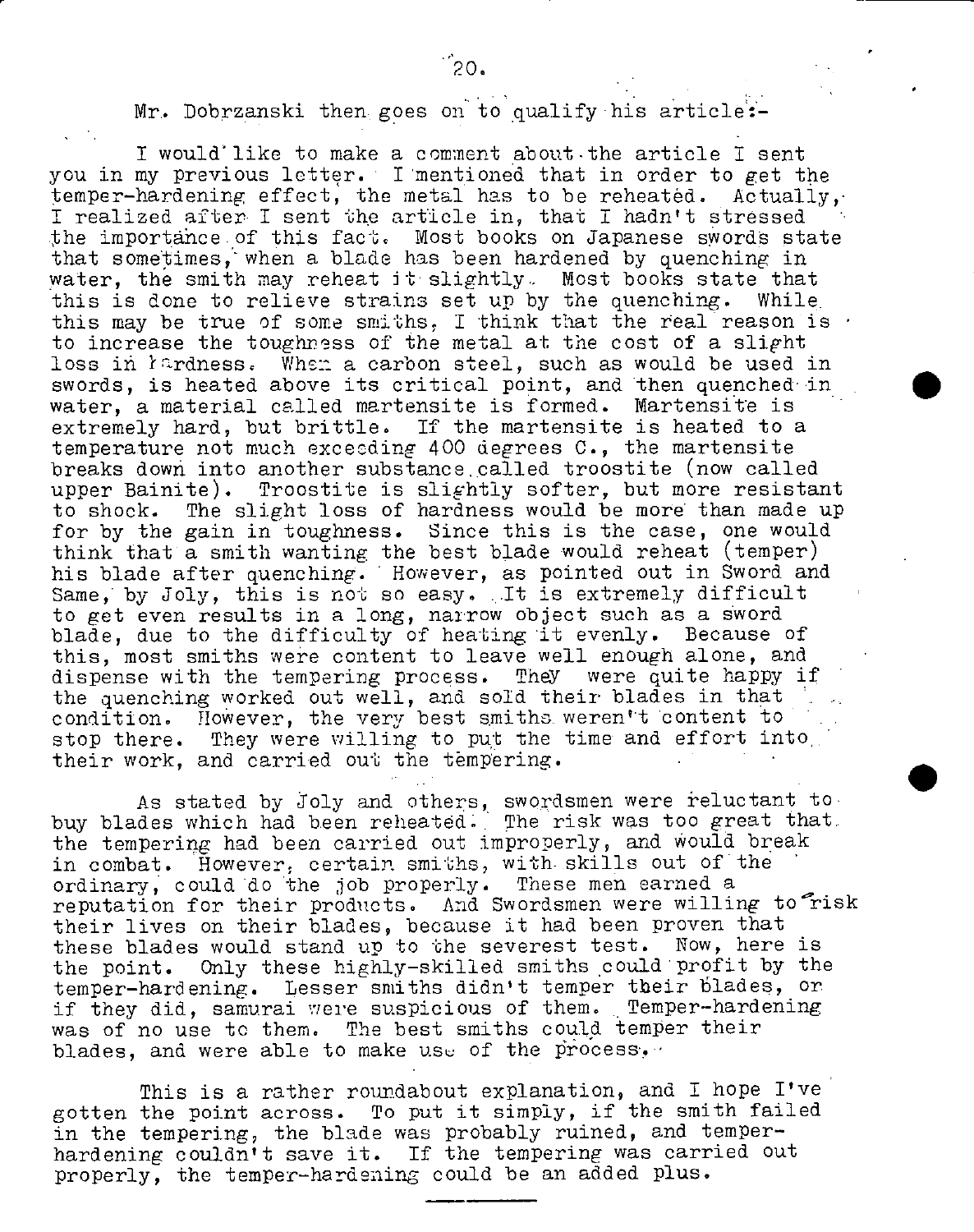Mr. Dobrzanski then goes on to qualify his article:-

I would like to make a comment about the article I sent you in my previous letter. I mentioned that in order to get the temper-hardening effect, the metal has to be reheated. Actually, I realized after I sent the article in, that I hadn't stressed the importance of this fact. Most books on Japanese swords state that sometimes, when a blade has been hardened by quenching in water, the smith may reheat it slightly. Most books state that this is done to relieve strains set up by the quenching. While this may be true of some smiths, I think that the real reason is to increase the toughness of the metal at the cost of a slight loss in hardness. When a carbon steel, such as would be used in swords, is heated above its critical point, and then quenched in water, a material called martensite is formed. Martensite is extremely hard, but brittle. If the martensite is heated to a temperature not much exceeding 400 degrees C., the martensite breaks down into another substance called troostite (now called upper Bainite). Troostite is slightly softer, but more resistant to shock. The slight loss of hardness would be more than made up for by the gain in toughness. Since this is the case, one would think that a smith wanting the best blade would reheat (temper) his blade after quenching. However, as pointed out in Sword and Same, by Joly, this is not so easy. It is extremely difficult to get even results in a long, narrow object such as a sword blade, due to the difficulty of heating it evenly. Because of this, most smiths were content to leave well enough alone, and dispense with the tempering process. They were quite happy if the quenching worked out well, and sold their blades in that condition. However, the very best smiths weren't content to stop there. They were willing to put the time and effort into their work, and carried out the tempering.

As stated by Joly and others, swordsmen were reluctant to buy blades which had been reheated. The risk was too great that the tempering had been carried out improperly, and would break in combat. However, certain smiths, with skills out of the ordinary, could do the job properly. These men earned a reputation for their products. And Swordsmen were willing to risk their lives on their blades, because it had been proven that these blades would stand up to the severest test. Now, here is the point. Only these highly-skilled smiths could profit by the temper-hardening. Lesser smiths didn't temper their blades, or if they did, samurai were suspicious of them. Temper-hardening was of no use to them. The best smiths could temper their blades, and were able to make use of the process.

This is a rather roundabout explanation, and I hope I've gotten the point across. To put it simply, if the smith failed in the tempering, the blade was probably ruined, and temper-hardening couldn't save it. If the tempering was carried out properly, the temper-hardening could be an added plus.

---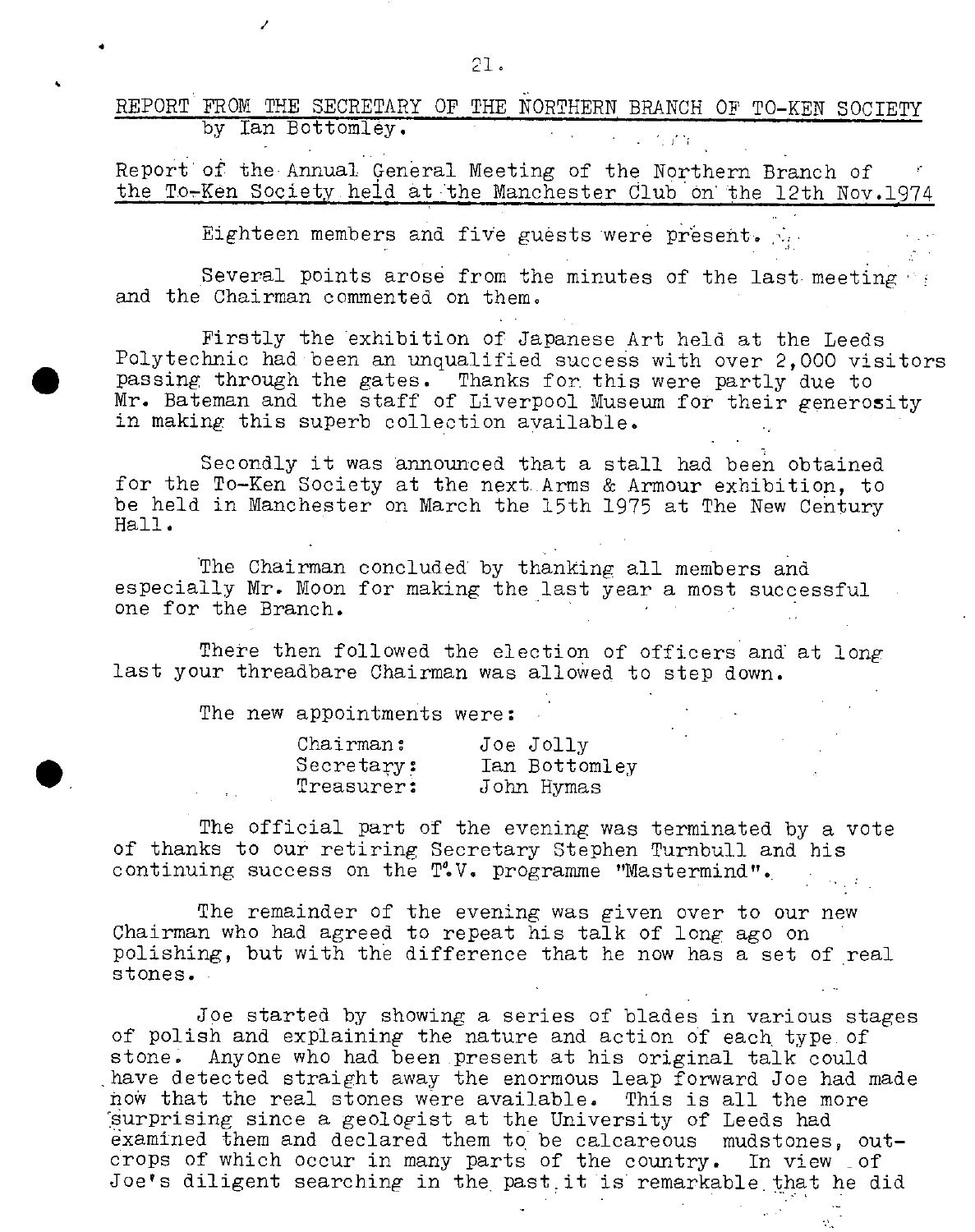## REPORT FROM THE SECRETARY OF THE NORTHERN BRANCH OF TO-KEN SOCIETY

by Ian Bottomley.

### Report of the Annual General Meeting of the Northern Branch of the To-Ken Society held at the Manchester Club on the 12th Nov.1974

Eighteen members and five guests were present.

Several points arose from the minutes of the last meeting and the Chairman commented on them.

Firstly the exhibition of Japanese Art held at the Leeds Polytechnic had been an unqualified success with over 2,000 visitors passing through the gates. Thanks for this were partly due to Mr. Bateman and the staff of Liverpool Museum for their generosity in making this superb collection available.

Secondly it was announced that a stall had been obtained for the To-Ken Society at the next Arms & Armour exhibition, to be held in Manchester on March the 15th 1975 at The New Century Hall.

The Chairman concluded by thanking all members and especially Mr. Moon for making the last year a most successful one for the Branch.

There then followed the election of officers and at long last your threadbare Chairman was allowed to step down.

The new appointments were:

| | |
|---|---|
| Chairman: | Joe Jolly |
| Secretary: | Ian Bottomley |
| Treasurer: | John Hymas |

The official part of the evening was terminated by a vote of thanks to our retiring Secretary Stephen Turnbull and his continuing success on the T.V. programme "Mastermind".

The remainder of the evening was given over to our new Chairman who had agreed to repeat his talk of long ago on polishing, but with the difference that he now has a set of real stones.

Joe started by showing a series of blades in various stages of polish and explaining the nature and action of each type of stone. Anyone who had been present at his original talk could have detected straight away the enormous leap forward Joe had made now that the real stones were available. This is all the more surprising since a geologist at the University of Leeds had examined them and declared them to be calcareous mudstones, outcrops of which occur in many parts of the country. In view of Joe's diligent searching in the past it is remarkable that he did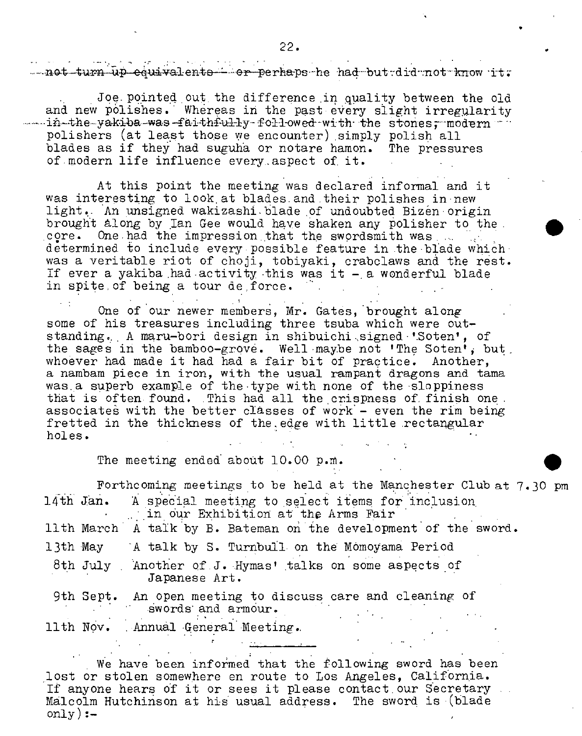not turn up equivalents — or perhaps he had but did not know it.

Joe pointed out the difference in quality between the old and new polishes. Whereas in the past every slight irregularity in the yakiba was faithfully followed with the stones, modern polishers (at least those we encounter) simply polish all blades as if they had suguha or notare hamon. The pressures of modern life influence every aspect of it.

At this point the meeting was declared informal and it was interesting to look at blades and their polishes in new light. An unsigned wakizashi blade of undoubted Bizen origin brought along by Ian Gee would have shaken any polisher to the core. One had the impression that the swordsmith was determined to include every possible feature in the blade which was a veritable riot of choji, tobiyaki, crabclaws and the rest. If ever a yakiba had activity this was it — a wonderful blade in spite of being a tour de force.

One of our newer members, Mr. Gates, brought along some of his treasures including three tsuba which were outstanding. A maru-bori design in shibuichi signed 'Soten', of the sages in the bamboo-grove. Well maybe not 'The Soten', but whoever had made it had had a fair bit of practice. Another, a nambam piece in iron, with the usual rampant dragons and tama was a superb example of the type with none of the sloppiness that is often found. This had all the crispness of finish one associates with the better classes of work — even the rim being fretted in the thickness of the edge with little rectangular holes.

The meeting ended about 10.00 p.m.

Forthcoming meetings to be held at the Manchester Club at 7.30 pm

- 14th Jan. A special meeting to select items for inclusion in our Exhibition at the Arms Fair
- 11th March A talk by B. Bateman on the development of the sword.
- 13th May A talk by S. Turnbull on the Momoyama Period
- 8th July Another of J. Hymas' talks on some aspects of Japanese Art.
- 9th Sept. An open meeting to discuss care and cleaning of swords and armour.
- 11th Nov. Annual General Meeting.

---

We have been informed that the following sword has been lost or stolen somewhere en route to Los Angeles, California. If anyone hears of it or sees it please contact our Secretary Malcolm Hutchinson at his usual address. The sword is (blade only):-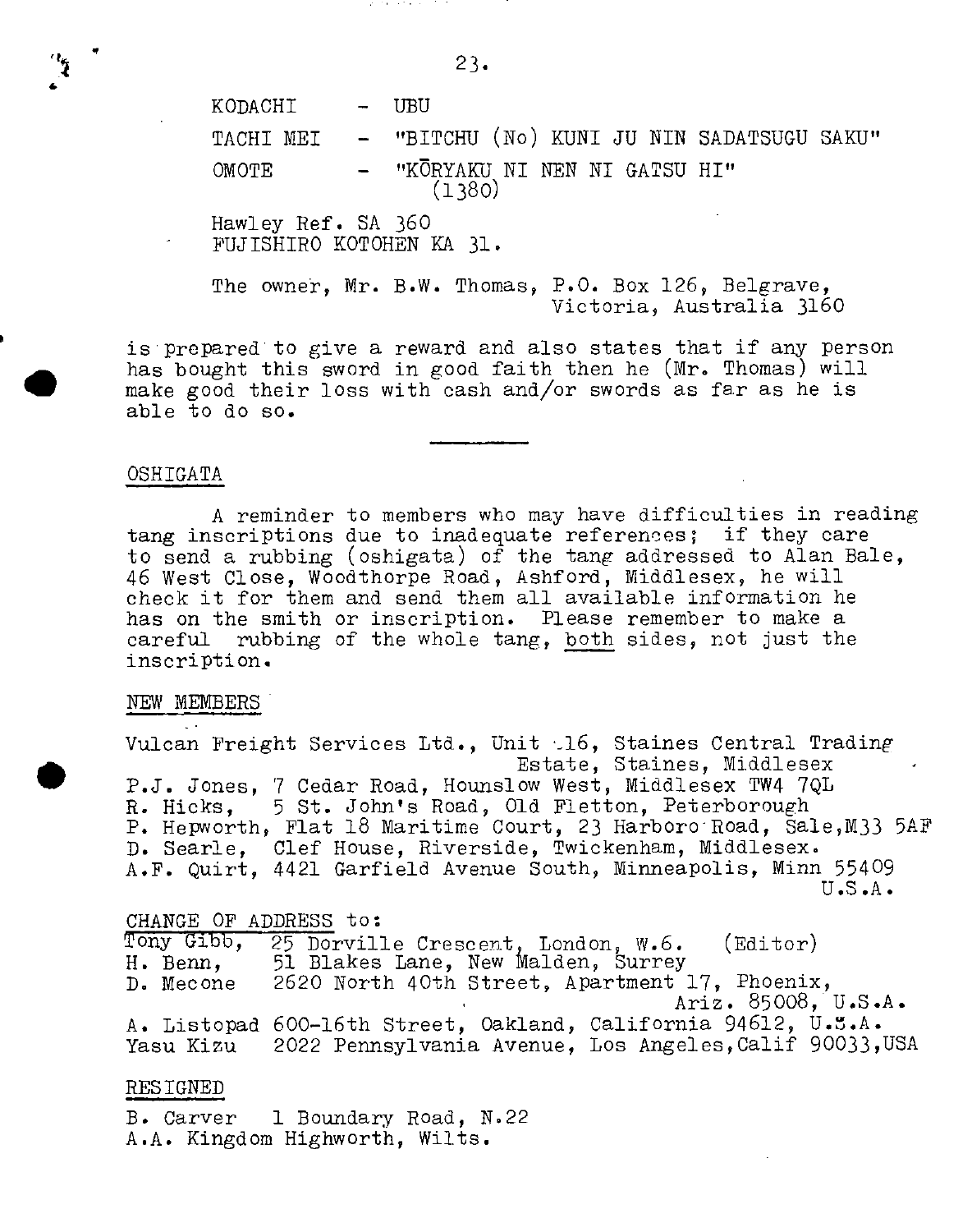KODACHI - UBU

TACHI MEI - "BITCHU (No) KUNI JU NIN SADATSUGU SAKU"

OMOTE - "KŌRYAKU NI NEN NI GATSU HI" (1380)

Hawley Ref. SA 360
FUJISHIRO KOTOHEN KA 31.

The owner, Mr. B.W. Thomas, P.O. Box 126, Belgrave, Victoria, Australia 3160

is prepared to give a reward and also states that if any person has bought this sword in good faith then he (Mr. Thomas) will make good their loss with cash and/or swords as far as he is able to do so.

---

## OSHIGATA

A reminder to members who may have difficulties in reading tang inscriptions due to inadequate references; if they care to send a rubbing (oshigata) of the tang addressed to Alan Bale, 46 West Close, Woodthorpe Road, Ashford, Middlesex, he will check it for them and send them all available information he has on the smith or inscription. Please remember to make a careful rubbing of the whole tang, both sides, not just the inscription.

## NEW MEMBERS

Vulcan Freight Services Ltd., Unit 16, Staines Central Trading Estate, Staines, Middlesex
P.J. Jones, 7 Cedar Road, Hounslow West, Middlesex TW4 7QL
R. Hicks, 5 St. John's Road, Old Fletton, Peterborough
P. Hepworth, Flat 18 Maritime Court, 23 Harboro Road, Sale, M33 5AF
D. Searle, Clef House, Riverside, Twickenham, Middlesex.
A.F. Quirt, 4421 Garfield Avenue South, Minneapolis, Minn 55409 U.S.A.

## CHANGE OF ADDRESS to:

Tony Gibb, 25 Dorville Crescent, London, W.6. (Editor)
H. Benn, 51 Blakes Lane, New Malden, Surrey
D. Mecone 2620 North 40th Street, Apartment 17, Phoenix, Ariz. 85008, U.S.A.
A. Listopad 600-16th Street, Oakland, California 94612, U.S.A.
Yasu Kizu 2022 Pennsylvania Avenue, Los Angeles, Calif 90033, USA

## RESIGNED

B. Carver 1 Boundary Road, N.22
A.A. Kingdom Highworth, Wilts.